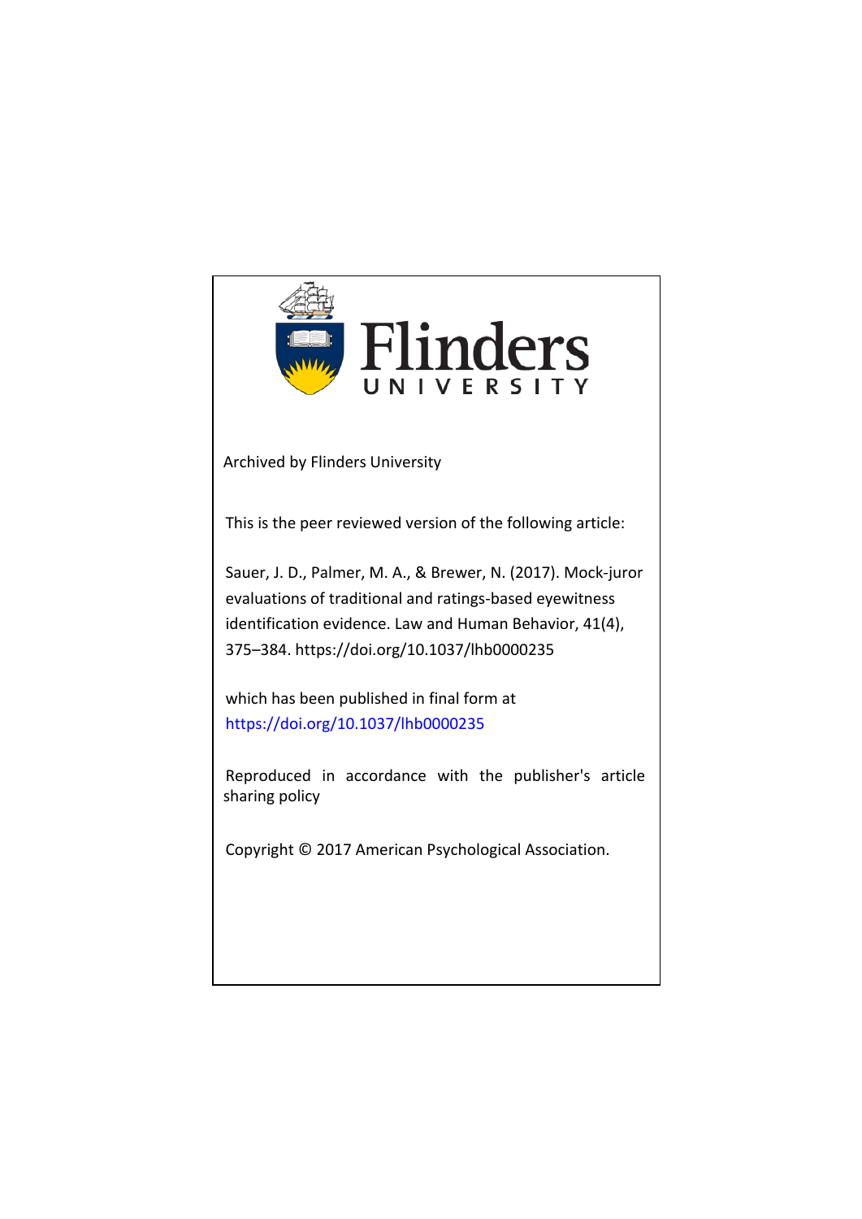Flinders UNIVERSITY

Archived by Flinders University

This is the peer reviewed version of the following article:

Sauer, J. D., Palmer, M. A., & Brewer, N. (2017). Mock-juror evaluations of traditional and ratings-based eyewitness identification evidence. Law and Human Behavior, 41(4), 375–384. https://doi.org/10.1037/lhb0000235

which has been published in final form at https://doi.org/10.1037/lhb0000235

Reproduced in accordance with the publisher's article sharing policy

Copyright © 2017 American Psychological Association.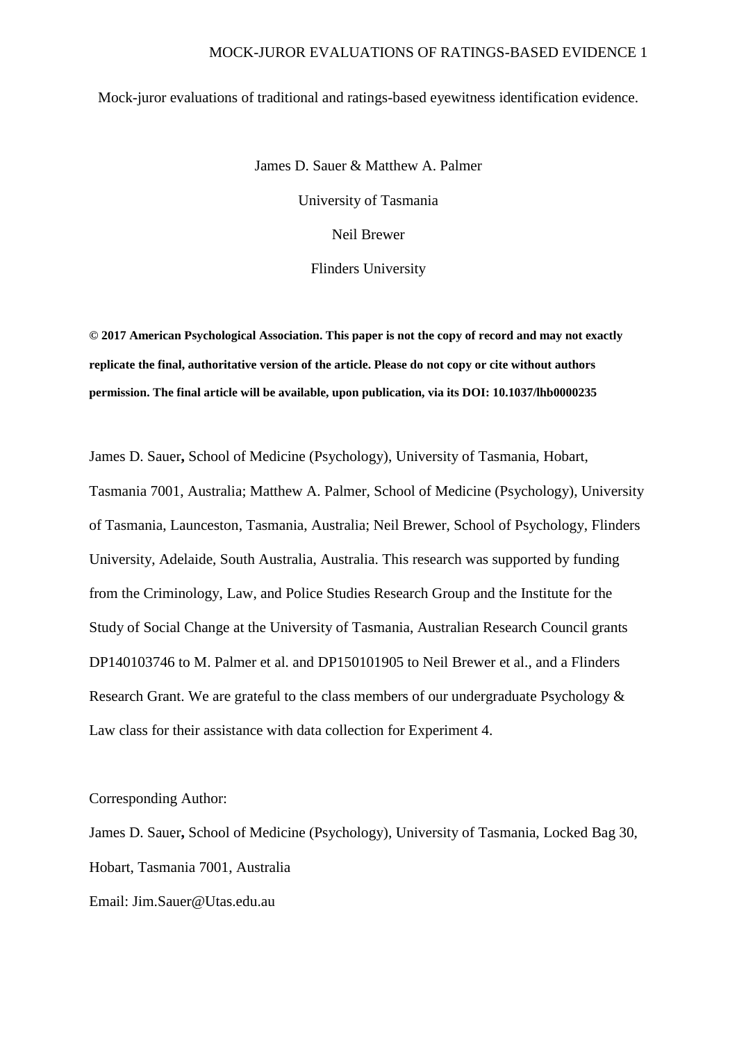Mock-juror evaluations of traditional and ratings-based eyewitness identification evidence.

James D. Sauer & Matthew A. Palmer

University of Tasmania

Neil Brewer

Flinders University

**© 2017 American Psychological Association. This paper is not the copy of record and may not exactly replicate the final, authoritative version of the article. Please do not copy or cite without authors permission. The final article will be available, upon publication, via its DOI: 10.1037/lhb0000235**

James D. Sauer**,** School of Medicine (Psychology), University of Tasmania, Hobart, Tasmania 7001, Australia; Matthew A. Palmer, School of Medicine (Psychology), University of Tasmania, Launceston, Tasmania, Australia; Neil Brewer, School of Psychology, Flinders University, Adelaide, South Australia, Australia. This research was supported by funding from the Criminology, Law, and Police Studies Research Group and the Institute for the Study of Social Change at the University of Tasmania, Australian Research Council grants DP140103746 to M. Palmer et al. and DP150101905 to Neil Brewer et al., and a Flinders Research Grant. We are grateful to the class members of our undergraduate Psychology & Law class for their assistance with data collection for Experiment 4.

Corresponding Author:

James D. Sauer**,** School of Medicine (Psychology), University of Tasmania, Locked Bag 30, Hobart, Tasmania 7001, Australia

Email: Jim.Sauer@Utas.edu.au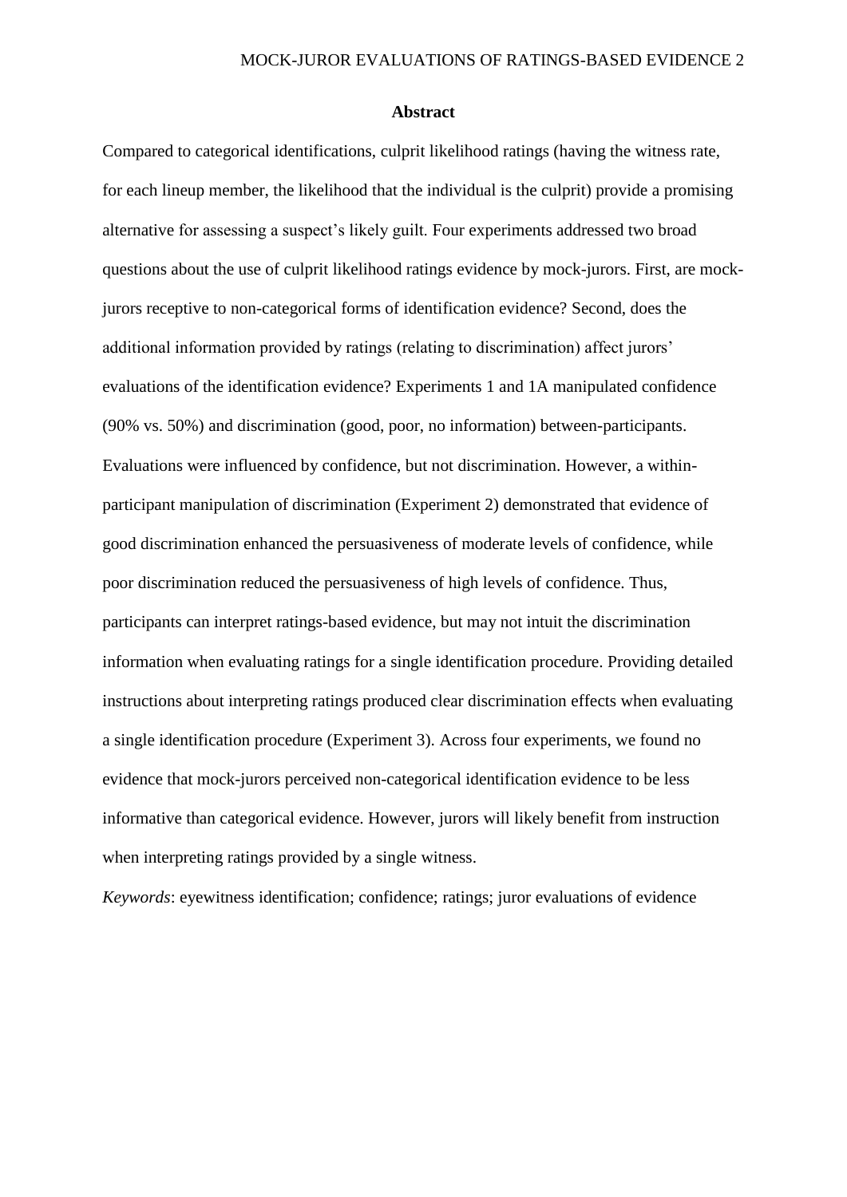## Abstract

Compared to categorical identifications, culprit likelihood ratings (having the witness rate, for each lineup member, the likelihood that the individual is the culprit) provide a promising alternative for assessing a suspect's likely guilt. Four experiments addressed two broad questions about the use of culprit likelihood ratings evidence by mock-jurors. First, are mock-jurors receptive to non-categorical forms of identification evidence? Second, does the additional information provided by ratings (relating to discrimination) affect jurors' evaluations of the identification evidence? Experiments 1 and 1A manipulated confidence (90% vs. 50%) and discrimination (good, poor, no information) between-participants. Evaluations were influenced by confidence, but not discrimination. However, a within-participant manipulation of discrimination (Experiment 2) demonstrated that evidence of good discrimination enhanced the persuasiveness of moderate levels of confidence, while poor discrimination reduced the persuasiveness of high levels of confidence. Thus, participants can interpret ratings-based evidence, but may not intuit the discrimination information when evaluating ratings for a single identification procedure. Providing detailed instructions about interpreting ratings produced clear discrimination effects when evaluating a single identification procedure (Experiment 3). Across four experiments, we found no evidence that mock-jurors perceived non-categorical identification evidence to be less informative than categorical evidence. However, jurors will likely benefit from instruction when interpreting ratings provided by a single witness.

*Keywords*: eyewitness identification; confidence; ratings; juror evaluations of evidence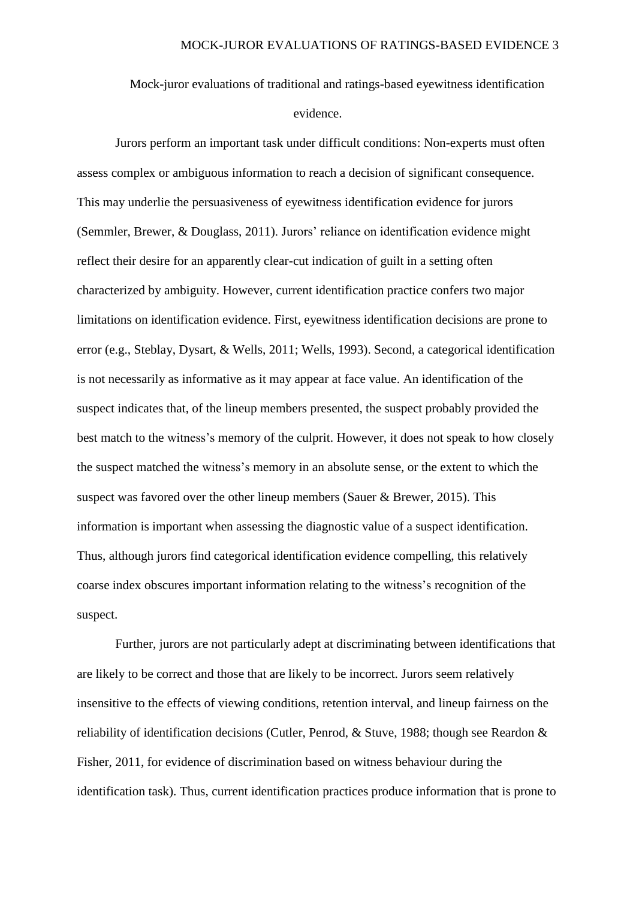# Mock-juror evaluations of traditional and ratings-based eyewitness identification evidence.

Jurors perform an important task under difficult conditions: Non-experts must often assess complex or ambiguous information to reach a decision of significant consequence. This may underlie the persuasiveness of eyewitness identification evidence for jurors (Semmler, Brewer, & Douglass, 2011). Jurors' reliance on identification evidence might reflect their desire for an apparently clear-cut indication of guilt in a setting often characterized by ambiguity. However, current identification practice confers two major limitations on identification evidence. First, eyewitness identification decisions are prone to error (e.g., Steblay, Dysart, & Wells, 2011; Wells, 1993). Second, a categorical identification is not necessarily as informative as it may appear at face value. An identification of the suspect indicates that, of the lineup members presented, the suspect probably provided the best match to the witness's memory of the culprit. However, it does not speak to how closely the suspect matched the witness's memory in an absolute sense, or the extent to which the suspect was favored over the other lineup members (Sauer & Brewer, 2015). This information is important when assessing the diagnostic value of a suspect identification. Thus, although jurors find categorical identification evidence compelling, this relatively coarse index obscures important information relating to the witness's recognition of the suspect.

Further, jurors are not particularly adept at discriminating between identifications that are likely to be correct and those that are likely to be incorrect. Jurors seem relatively insensitive to the effects of viewing conditions, retention interval, and lineup fairness on the reliability of identification decisions (Cutler, Penrod, & Stuve, 1988; though see Reardon & Fisher, 2011, for evidence of discrimination based on witness behaviour during the identification task). Thus, current identification practices produce information that is prone to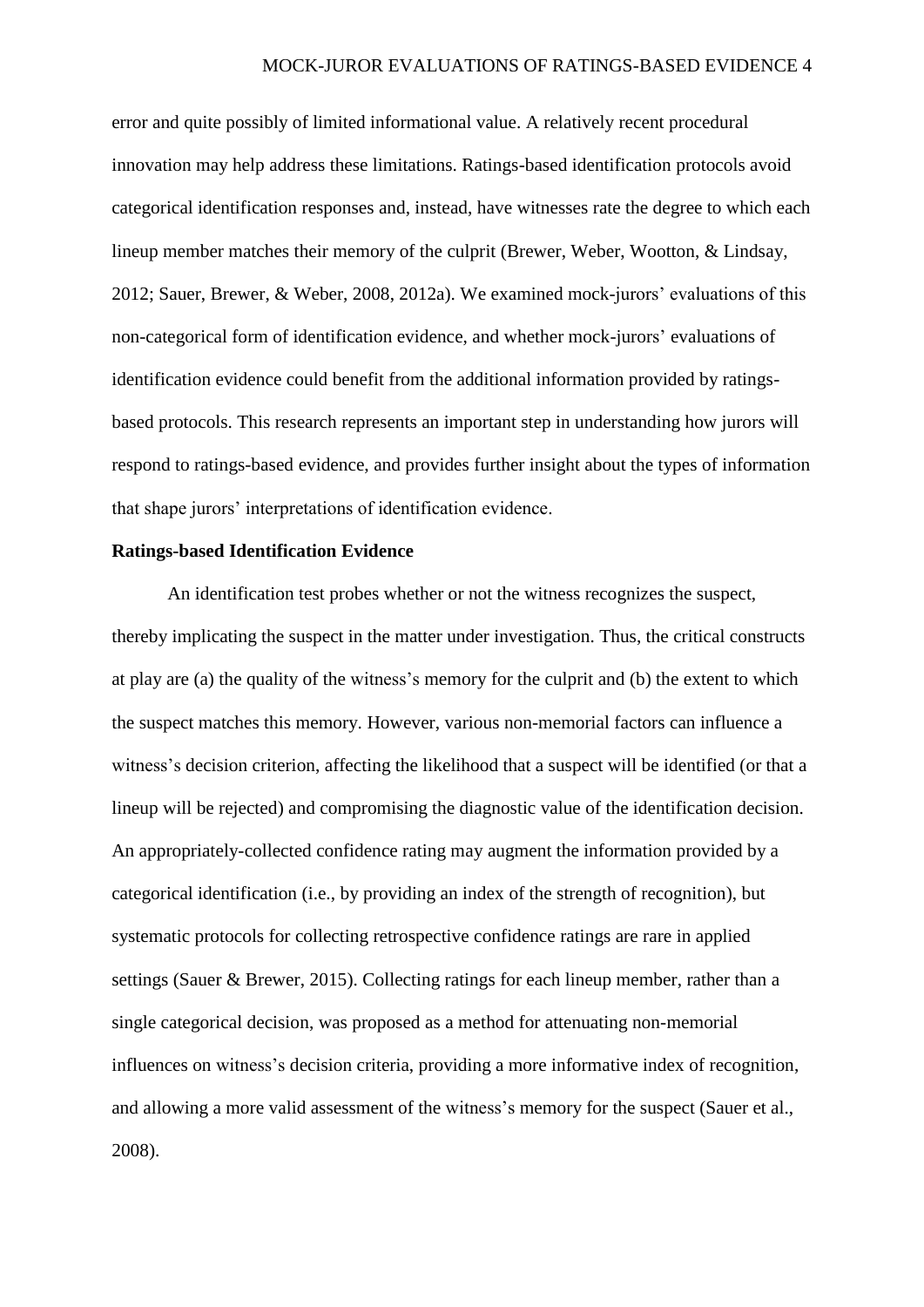error and quite possibly of limited informational value. A relatively recent procedural innovation may help address these limitations. Ratings-based identification protocols avoid categorical identification responses and, instead, have witnesses rate the degree to which each lineup member matches their memory of the culprit (Brewer, Weber, Wootton, & Lindsay, 2012; Sauer, Brewer, & Weber, 2008, 2012a). We examined mock-jurors' evaluations of this non-categorical form of identification evidence, and whether mock-jurors' evaluations of identification evidence could benefit from the additional information provided by ratings-based protocols. This research represents an important step in understanding how jurors will respond to ratings-based evidence, and provides further insight about the types of information that shape jurors' interpretations of identification evidence.

**Ratings-based Identification Evidence**

An identification test probes whether or not the witness recognizes the suspect, thereby implicating the suspect in the matter under investigation. Thus, the critical constructs at play are (a) the quality of the witness's memory for the culprit and (b) the extent to which the suspect matches this memory. However, various non-memorial factors can influence a witness's decision criterion, affecting the likelihood that a suspect will be identified (or that a lineup will be rejected) and compromising the diagnostic value of the identification decision. An appropriately-collected confidence rating may augment the information provided by a categorical identification (i.e., by providing an index of the strength of recognition), but systematic protocols for collecting retrospective confidence ratings are rare in applied settings (Sauer & Brewer, 2015). Collecting ratings for each lineup member, rather than a single categorical decision, was proposed as a method for attenuating non-memorial influences on witness's decision criteria, providing a more informative index of recognition, and allowing a more valid assessment of the witness's memory for the suspect (Sauer et al., 2008).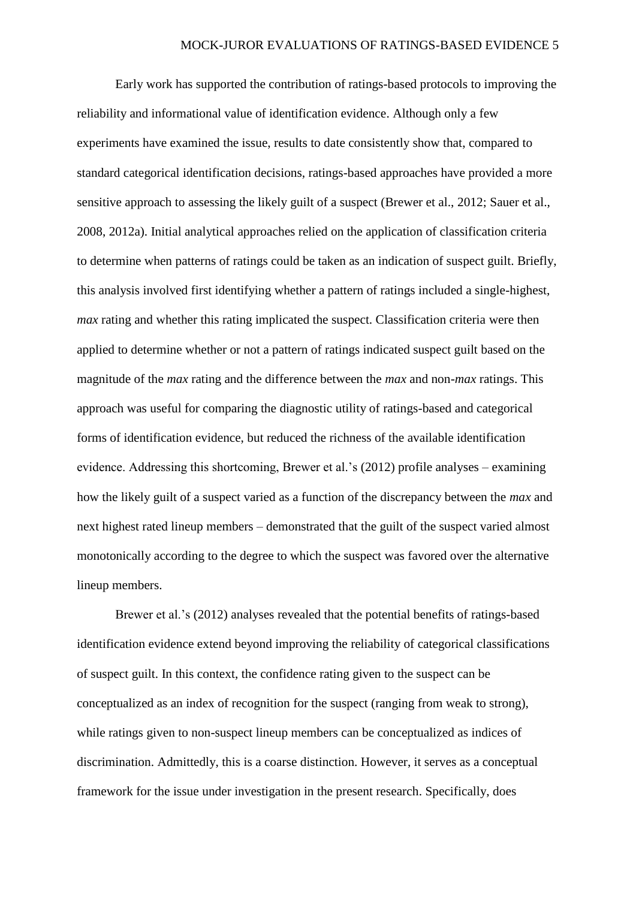Early work has supported the contribution of ratings-based protocols to improving the reliability and informational value of identification evidence. Although only a few experiments have examined the issue, results to date consistently show that, compared to standard categorical identification decisions, ratings-based approaches have provided a more sensitive approach to assessing the likely guilt of a suspect (Brewer et al., 2012; Sauer et al., 2008, 2012a). Initial analytical approaches relied on the application of classification criteria to determine when patterns of ratings could be taken as an indication of suspect guilt. Briefly, this analysis involved first identifying whether a pattern of ratings included a single-highest, *max* rating and whether this rating implicated the suspect. Classification criteria were then applied to determine whether or not a pattern of ratings indicated suspect guilt based on the magnitude of the *max* rating and the difference between the *max* and non-*max* ratings. This approach was useful for comparing the diagnostic utility of ratings-based and categorical forms of identification evidence, but reduced the richness of the available identification evidence. Addressing this shortcoming, Brewer et al.'s (2012) profile analyses – examining how the likely guilt of a suspect varied as a function of the discrepancy between the *max* and next highest rated lineup members – demonstrated that the guilt of the suspect varied almost monotonically according to the degree to which the suspect was favored over the alternative lineup members.

Brewer et al.'s (2012) analyses revealed that the potential benefits of ratings-based identification evidence extend beyond improving the reliability of categorical classifications of suspect guilt. In this context, the confidence rating given to the suspect can be conceptualized as an index of recognition for the suspect (ranging from weak to strong), while ratings given to non-suspect lineup members can be conceptualized as indices of discrimination. Admittedly, this is a coarse distinction. However, it serves as a conceptual framework for the issue under investigation in the present research. Specifically, does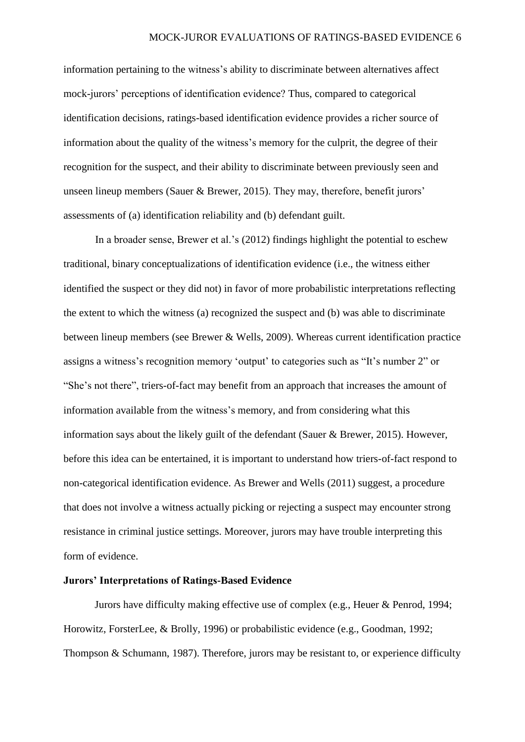information pertaining to the witness's ability to discriminate between alternatives affect mock-jurors' perceptions of identification evidence? Thus, compared to categorical identification decisions, ratings-based identification evidence provides a richer source of information about the quality of the witness's memory for the culprit, the degree of their recognition for the suspect, and their ability to discriminate between previously seen and unseen lineup members (Sauer & Brewer, 2015). They may, therefore, benefit jurors' assessments of (a) identification reliability and (b) defendant guilt.

In a broader sense, Brewer et al.'s (2012) findings highlight the potential to eschew traditional, binary conceptualizations of identification evidence (i.e., the witness either identified the suspect or they did not) in favor of more probabilistic interpretations reflecting the extent to which the witness (a) recognized the suspect and (b) was able to discriminate between lineup members (see Brewer & Wells, 2009). Whereas current identification practice assigns a witness's recognition memory 'output' to categories such as "It's number 2" or "She's not there", triers-of-fact may benefit from an approach that increases the amount of information available from the witness's memory, and from considering what this information says about the likely guilt of the defendant (Sauer & Brewer, 2015). However, before this idea can be entertained, it is important to understand how triers-of-fact respond to non-categorical identification evidence. As Brewer and Wells (2011) suggest, a procedure that does not involve a witness actually picking or rejecting a suspect may encounter strong resistance in criminal justice settings. Moreover, jurors may have trouble interpreting this form of evidence.

**Jurors' Interpretations of Ratings-Based Evidence**

Jurors have difficulty making effective use of complex (e.g., Heuer & Penrod, 1994; Horowitz, ForsterLee, & Brolly, 1996) or probabilistic evidence (e.g., Goodman, 1992; Thompson & Schumann, 1987). Therefore, jurors may be resistant to, or experience difficulty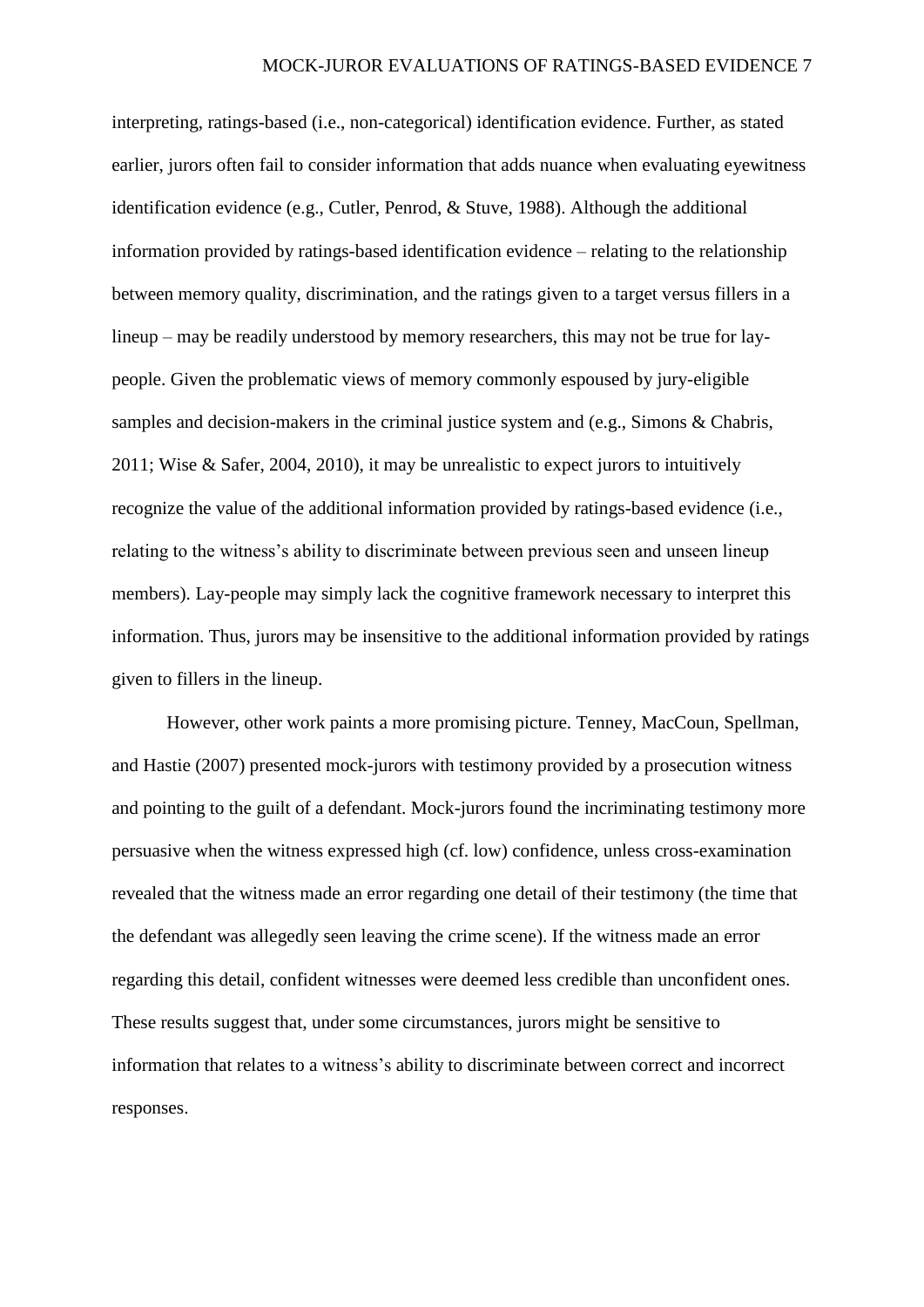interpreting, ratings-based (i.e., non-categorical) identification evidence. Further, as stated earlier, jurors often fail to consider information that adds nuance when evaluating eyewitness identification evidence (e.g., Cutler, Penrod, & Stuve, 1988). Although the additional information provided by ratings-based identification evidence – relating to the relationship between memory quality, discrimination, and the ratings given to a target versus fillers in a lineup – may be readily understood by memory researchers, this may not be true for lay-people. Given the problematic views of memory commonly espoused by jury-eligible samples and decision-makers in the criminal justice system and (e.g., Simons & Chabris, 2011; Wise & Safer, 2004, 2010), it may be unrealistic to expect jurors to intuitively recognize the value of the additional information provided by ratings-based evidence (i.e., relating to the witness's ability to discriminate between previous seen and unseen lineup members). Lay-people may simply lack the cognitive framework necessary to interpret this information. Thus, jurors may be insensitive to the additional information provided by ratings given to fillers in the lineup.

However, other work paints a more promising picture. Tenney, MacCoun, Spellman, and Hastie (2007) presented mock-jurors with testimony provided by a prosecution witness and pointing to the guilt of a defendant. Mock-jurors found the incriminating testimony more persuasive when the witness expressed high (cf. low) confidence, unless cross-examination revealed that the witness made an error regarding one detail of their testimony (the time that the defendant was allegedly seen leaving the crime scene). If the witness made an error regarding this detail, confident witnesses were deemed less credible than unconfident ones. These results suggest that, under some circumstances, jurors might be sensitive to information that relates to a witness's ability to discriminate between correct and incorrect responses.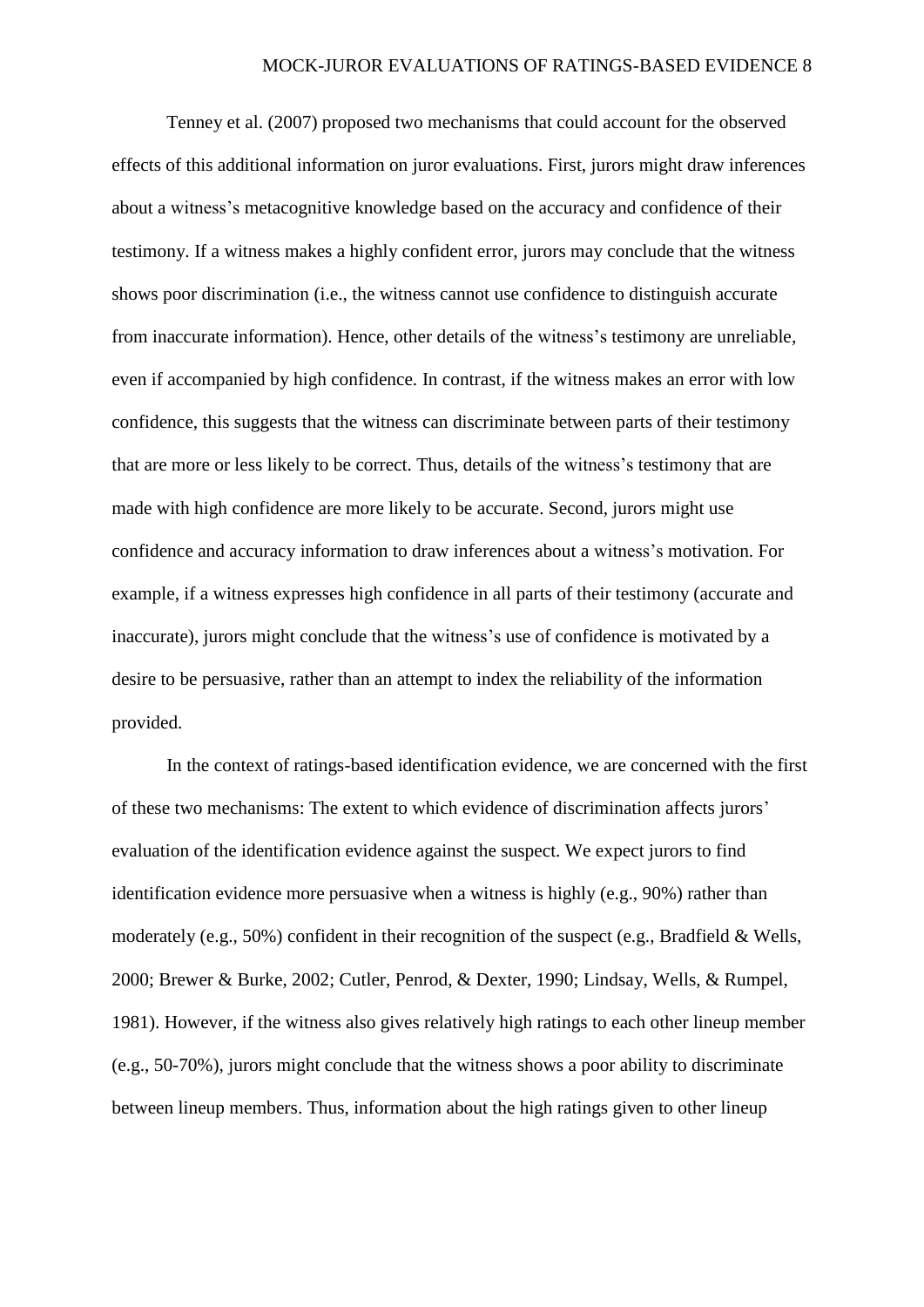Tenney et al. (2007) proposed two mechanisms that could account for the observed effects of this additional information on juror evaluations. First, jurors might draw inferences about a witness's metacognitive knowledge based on the accuracy and confidence of their testimony. If a witness makes a highly confident error, jurors may conclude that the witness shows poor discrimination (i.e., the witness cannot use confidence to distinguish accurate from inaccurate information). Hence, other details of the witness's testimony are unreliable, even if accompanied by high confidence. In contrast, if the witness makes an error with low confidence, this suggests that the witness can discriminate between parts of their testimony that are more or less likely to be correct. Thus, details of the witness's testimony that are made with high confidence are more likely to be accurate. Second, jurors might use confidence and accuracy information to draw inferences about a witness's motivation. For example, if a witness expresses high confidence in all parts of their testimony (accurate and inaccurate), jurors might conclude that the witness's use of confidence is motivated by a desire to be persuasive, rather than an attempt to index the reliability of the information provided.

In the context of ratings-based identification evidence, we are concerned with the first of these two mechanisms: The extent to which evidence of discrimination affects jurors' evaluation of the identification evidence against the suspect. We expect jurors to find identification evidence more persuasive when a witness is highly (e.g., 90%) rather than moderately (e.g., 50%) confident in their recognition of the suspect (e.g., Bradfield & Wells, 2000; Brewer & Burke, 2002; Cutler, Penrod, & Dexter, 1990; Lindsay, Wells, & Rumpel, 1981). However, if the witness also gives relatively high ratings to each other lineup member (e.g., 50-70%), jurors might conclude that the witness shows a poor ability to discriminate between lineup members. Thus, information about the high ratings given to other lineup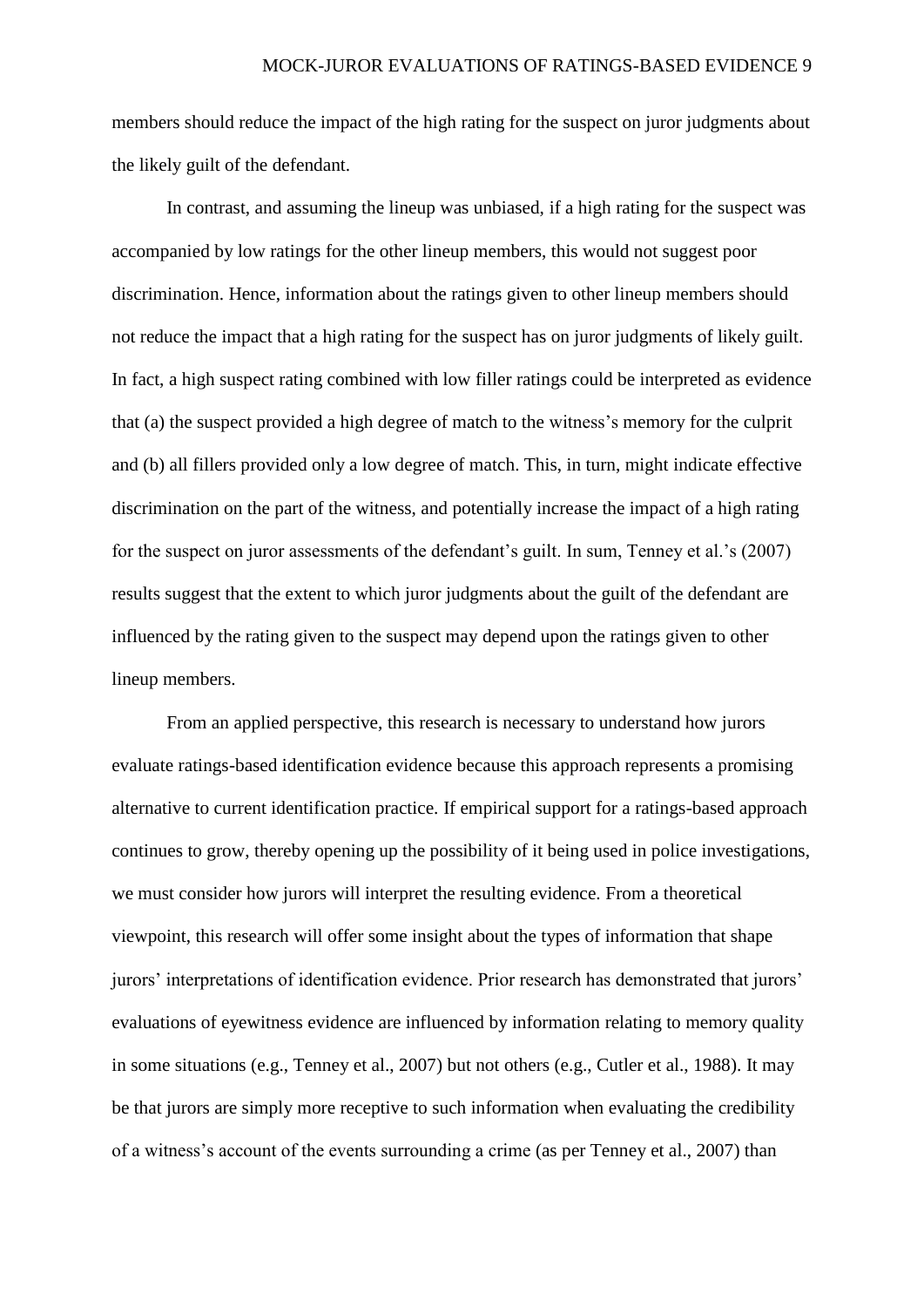members should reduce the impact of the high rating for the suspect on juror judgments about the likely guilt of the defendant.

In contrast, and assuming the lineup was unbiased, if a high rating for the suspect was accompanied by low ratings for the other lineup members, this would not suggest poor discrimination. Hence, information about the ratings given to other lineup members should not reduce the impact that a high rating for the suspect has on juror judgments of likely guilt. In fact, a high suspect rating combined with low filler ratings could be interpreted as evidence that (a) the suspect provided a high degree of match to the witness's memory for the culprit and (b) all fillers provided only a low degree of match. This, in turn, might indicate effective discrimination on the part of the witness, and potentially increase the impact of a high rating for the suspect on juror assessments of the defendant's guilt. In sum, Tenney et al.'s (2007) results suggest that the extent to which juror judgments about the guilt of the defendant are influenced by the rating given to the suspect may depend upon the ratings given to other lineup members.

From an applied perspective, this research is necessary to understand how jurors evaluate ratings-based identification evidence because this approach represents a promising alternative to current identification practice. If empirical support for a ratings-based approach continues to grow, thereby opening up the possibility of it being used in police investigations, we must consider how jurors will interpret the resulting evidence. From a theoretical viewpoint, this research will offer some insight about the types of information that shape jurors' interpretations of identification evidence. Prior research has demonstrated that jurors' evaluations of eyewitness evidence are influenced by information relating to memory quality in some situations (e.g., Tenney et al., 2007) but not others (e.g., Cutler et al., 1988). It may be that jurors are simply more receptive to such information when evaluating the credibility of a witness's account of the events surrounding a crime (as per Tenney et al., 2007) than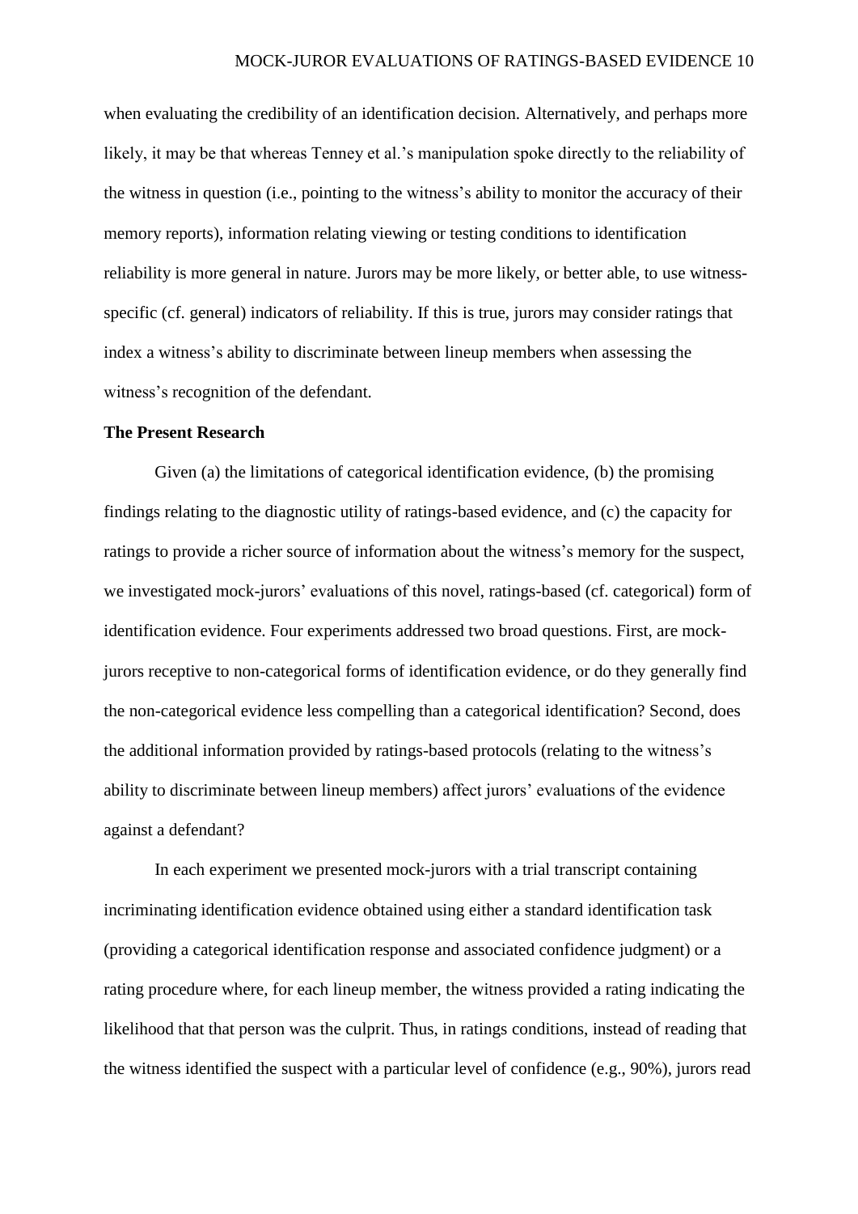when evaluating the credibility of an identification decision. Alternatively, and perhaps more likely, it may be that whereas Tenney et al.'s manipulation spoke directly to the reliability of the witness in question (i.e., pointing to the witness's ability to monitor the accuracy of their memory reports), information relating viewing or testing conditions to identification reliability is more general in nature. Jurors may be more likely, or better able, to use witness-specific (cf. general) indicators of reliability. If this is true, jurors may consider ratings that index a witness's ability to discriminate between lineup members when assessing the witness's recognition of the defendant.

**The Present Research**

Given (a) the limitations of categorical identification evidence, (b) the promising findings relating to the diagnostic utility of ratings-based evidence, and (c) the capacity for ratings to provide a richer source of information about the witness's memory for the suspect, we investigated mock-jurors' evaluations of this novel, ratings-based (cf. categorical) form of identification evidence. Four experiments addressed two broad questions. First, are mock-jurors receptive to non-categorical forms of identification evidence, or do they generally find the non-categorical evidence less compelling than a categorical identification? Second, does the additional information provided by ratings-based protocols (relating to the witness's ability to discriminate between lineup members) affect jurors' evaluations of the evidence against a defendant?

In each experiment we presented mock-jurors with a trial transcript containing incriminating identification evidence obtained using either a standard identification task (providing a categorical identification response and associated confidence judgment) or a rating procedure where, for each lineup member, the witness provided a rating indicating the likelihood that that person was the culprit. Thus, in ratings conditions, instead of reading that the witness identified the suspect with a particular level of confidence (e.g., 90%), jurors read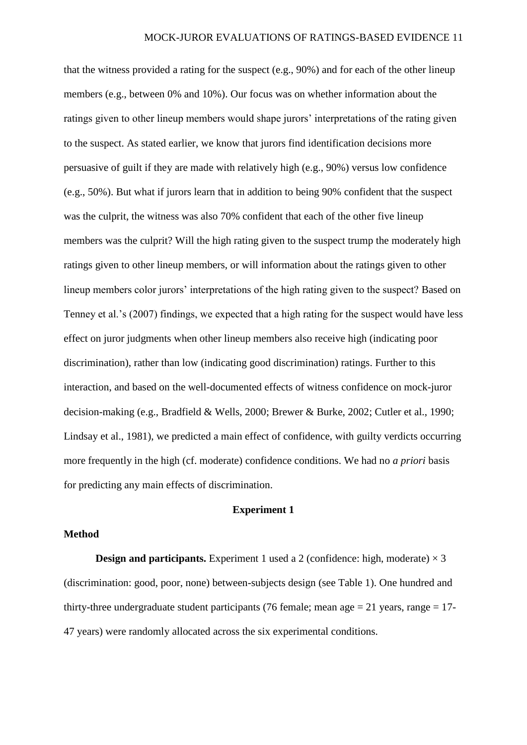that the witness provided a rating for the suspect (e.g., 90%) and for each of the other lineup members (e.g., between 0% and 10%). Our focus was on whether information about the ratings given to other lineup members would shape jurors' interpretations of the rating given to the suspect. As stated earlier, we know that jurors find identification decisions more persuasive of guilt if they are made with relatively high (e.g., 90%) versus low confidence (e.g., 50%). But what if jurors learn that in addition to being 90% confident that the suspect was the culprit, the witness was also 70% confident that each of the other five lineup members was the culprit? Will the high rating given to the suspect trump the moderately high ratings given to other lineup members, or will information about the ratings given to other lineup members color jurors' interpretations of the high rating given to the suspect? Based on Tenney et al.'s (2007) findings, we expected that a high rating for the suspect would have less effect on juror judgments when other lineup members also receive high (indicating poor discrimination), rather than low (indicating good discrimination) ratings. Further to this interaction, and based on the well-documented effects of witness confidence on mock-juror decision-making (e.g., Bradfield & Wells, 2000; Brewer & Burke, 2002; Cutler et al., 1990; Lindsay et al., 1981), we predicted a main effect of confidence, with guilty verdicts occurring more frequently in the high (cf. moderate) confidence conditions. We had no *a priori* basis for predicting any main effects of discrimination.

## Experiment 1

### Method

**Design and participants.** Experiment 1 used a 2 (confidence: high, moderate) × 3 (discrimination: good, poor, none) between-subjects design (see Table 1). One hundred and thirty-three undergraduate student participants (76 female; mean age = 21 years, range = 17-47 years) were randomly allocated across the six experimental conditions.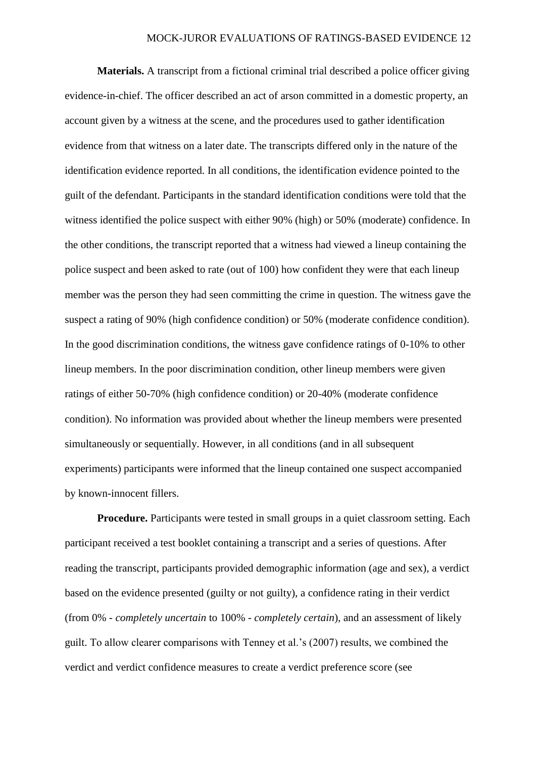**Materials.** A transcript from a fictional criminal trial described a police officer giving evidence-in-chief. The officer described an act of arson committed in a domestic property, an account given by a witness at the scene, and the procedures used to gather identification evidence from that witness on a later date. The transcripts differed only in the nature of the identification evidence reported. In all conditions, the identification evidence pointed to the guilt of the defendant. Participants in the standard identification conditions were told that the witness identified the police suspect with either 90% (high) or 50% (moderate) confidence. In the other conditions, the transcript reported that a witness had viewed a lineup containing the police suspect and been asked to rate (out of 100) how confident they were that each lineup member was the person they had seen committing the crime in question. The witness gave the suspect a rating of 90% (high confidence condition) or 50% (moderate confidence condition). In the good discrimination conditions, the witness gave confidence ratings of 0-10% to other lineup members. In the poor discrimination condition, other lineup members were given ratings of either 50-70% (high confidence condition) or 20-40% (moderate confidence condition). No information was provided about whether the lineup members were presented simultaneously or sequentially. However, in all conditions (and in all subsequent experiments) participants were informed that the lineup contained one suspect accompanied by known-innocent fillers.

**Procedure.** Participants were tested in small groups in a quiet classroom setting. Each participant received a test booklet containing a transcript and a series of questions. After reading the transcript, participants provided demographic information (age and sex), a verdict based on the evidence presented (guilty or not guilty), a confidence rating in their verdict (from 0% - *completely uncertain* to 100% - *completely certain*), and an assessment of likely guilt. To allow clearer comparisons with Tenney et al.'s (2007) results, we combined the verdict and verdict confidence measures to create a verdict preference score (see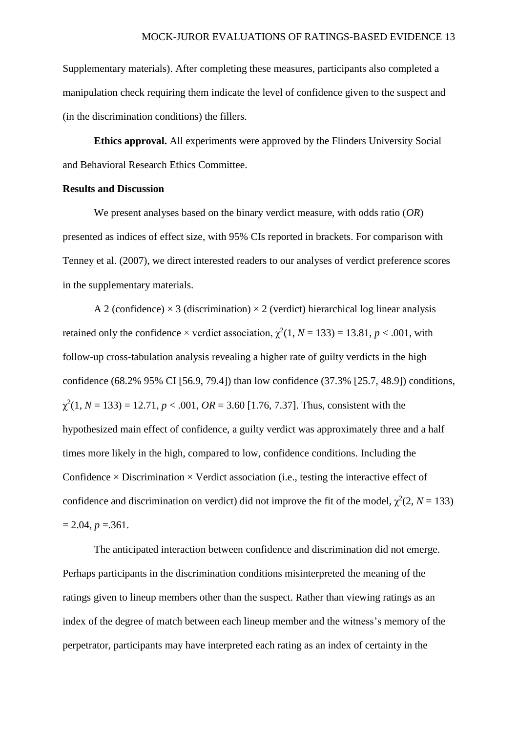Supplementary materials). After completing these measures, participants also completed a manipulation check requiring them indicate the level of confidence given to the suspect and (in the discrimination conditions) the fillers.

**Ethics approval.** All experiments were approved by the Flinders University Social and Behavioral Research Ethics Committee.

## Results and Discussion

We present analyses based on the binary verdict measure, with odds ratio (*OR*) presented as indices of effect size, with 95% CIs reported in brackets. For comparison with Tenney et al. (2007), we direct interested readers to our analyses of verdict preference scores in the supplementary materials.

A 2 (confidence) × 3 (discrimination) × 2 (verdict) hierarchical log linear analysis retained only the confidence × verdict association, $\chi^2(1, N = 133) = 13.81$, $p < .001$, with follow-up cross-tabulation analysis revealing a higher rate of guilty verdicts in the high confidence (68.2% 95% CI [56.9, 79.4]) than low confidence (37.3% [25.7, 48.9]) conditions, $\chi^2(1, N = 133) = 12.71$, $p < .001$, $OR = 3.60$ [1.76, 7.37]. Thus, consistent with the hypothesized main effect of confidence, a guilty verdict was approximately three and a half times more likely in the high, compared to low, confidence conditions. Including the Confidence × Discrimination × Verdict association (i.e., testing the interactive effect of confidence and discrimination on verdict) did not improve the fit of the model, $\chi^2(2, N = 133) = 2.04$, $p = .361$.

The anticipated interaction between confidence and discrimination did not emerge. Perhaps participants in the discrimination conditions misinterpreted the meaning of the ratings given to lineup members other than the suspect. Rather than viewing ratings as an index of the degree of match between each lineup member and the witness's memory of the perpetrator, participants may have interpreted each rating as an index of certainty in the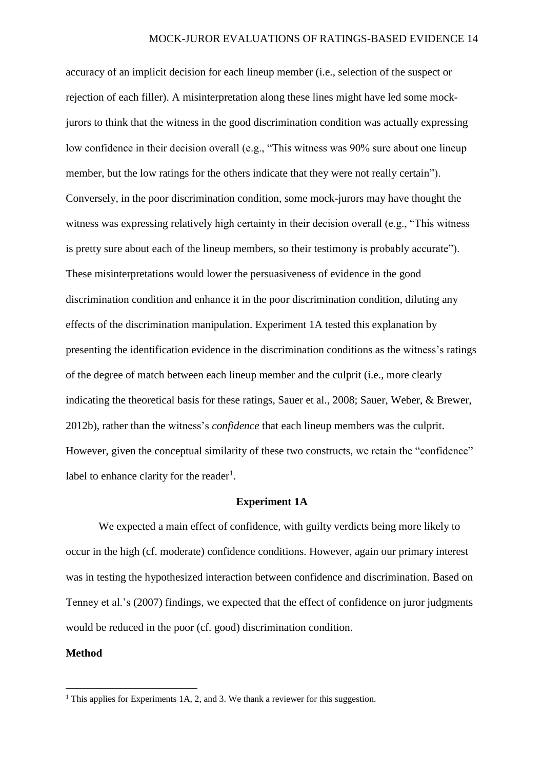accuracy of an implicit decision for each lineup member (i.e., selection of the suspect or rejection of each filler). A misinterpretation along these lines might have led some mock-jurors to think that the witness in the good discrimination condition was actually expressing low confidence in their decision overall (e.g., "This witness was 90% sure about one lineup member, but the low ratings for the others indicate that they were not really certain"). Conversely, in the poor discrimination condition, some mock-jurors may have thought the witness was expressing relatively high certainty in their decision overall (e.g., "This witness is pretty sure about each of the lineup members, so their testimony is probably accurate"). These misinterpretations would lower the persuasiveness of evidence in the good discrimination condition and enhance it in the poor discrimination condition, diluting any effects of the discrimination manipulation. Experiment 1A tested this explanation by presenting the identification evidence in the discrimination conditions as the witness's ratings of the degree of match between each lineup member and the culprit (i.e., more clearly indicating the theoretical basis for these ratings, Sauer et al., 2008; Sauer, Weber, & Brewer, 2012b), rather than the witness's *confidence* that each lineup members was the culprit. However, given the conceptual similarity of these two constructs, we retain the "confidence" label to enhance clarity for the reader[1].

## Experiment 1A

We expected a main effect of confidence, with guilty verdicts being more likely to occur in the high (cf. moderate) confidence conditions. However, again our primary interest was in testing the hypothesized interaction between confidence and discrimination. Based on Tenney et al.'s (2007) findings, we expected that the effect of confidence on juror judgments would be reduced in the poor (cf. good) discrimination condition.

### Method

[1] This applies for Experiments 1A, 2, and 3. We thank a reviewer for this suggestion.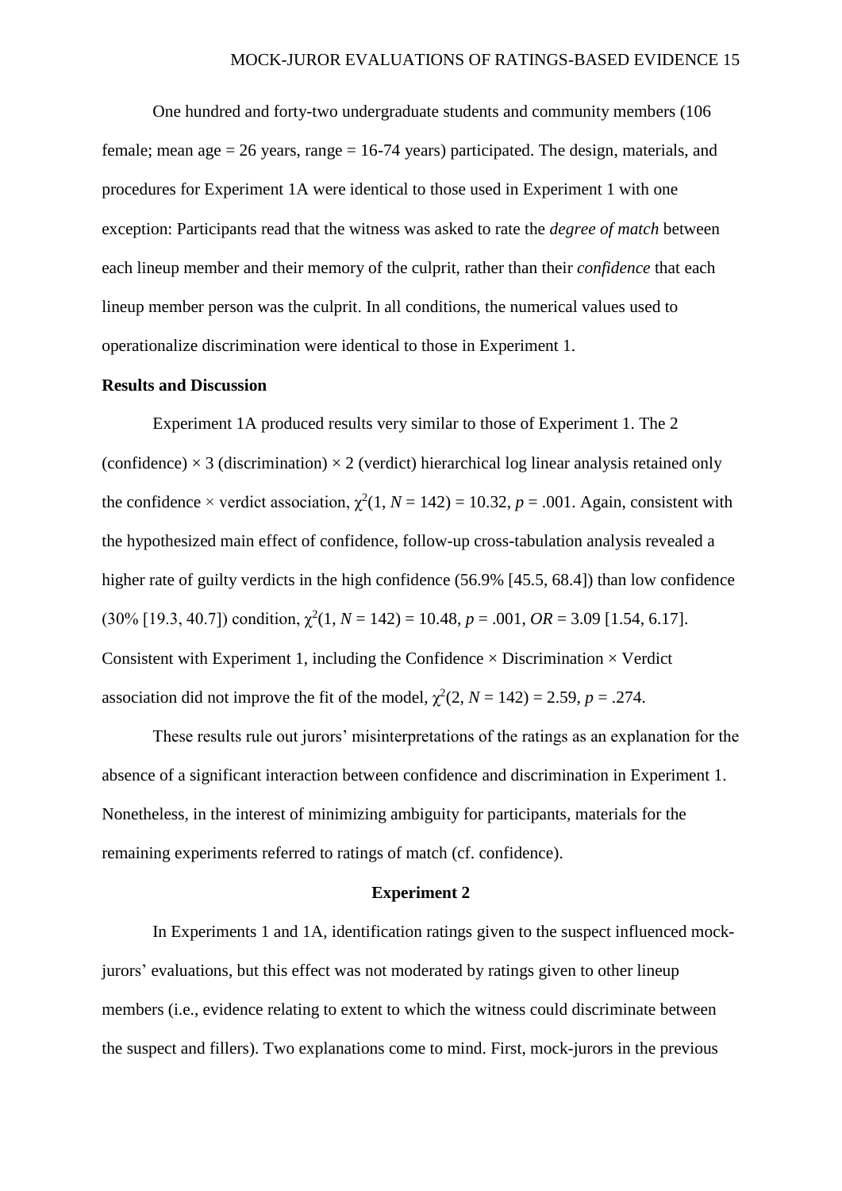One hundred and forty-two undergraduate students and community members (106 female; mean age = 26 years, range = 16-74 years) participated. The design, materials, and procedures for Experiment 1A were identical to those used in Experiment 1 with one exception: Participants read that the witness was asked to rate the *degree of match* between each lineup member and their memory of the culprit, rather than their *confidence* that each lineup member person was the culprit. In all conditions, the numerical values used to operationalize discrimination were identical to those in Experiment 1.

**Results and Discussion**

Experiment 1A produced results very similar to those of Experiment 1. The 2 (confidence) × 3 (discrimination) × 2 (verdict) hierarchical log linear analysis retained only the confidence × verdict association, $\chi^2(1, N = 142) = 10.32$, $p = .001$. Again, consistent with the hypothesized main effect of confidence, follow-up cross-tabulation analysis revealed a higher rate of guilty verdicts in the high confidence (56.9% [45.5, 68.4]) than low confidence (30% [19.3, 40.7]) condition, $\chi^2(1, N = 142) = 10.48$, $p = .001$, $OR = 3.09$ [1.54, 6.17]. Consistent with Experiment 1, including the Confidence × Discrimination × Verdict association did not improve the fit of the model, $\chi^2(2, N = 142) = 2.59$, $p = .274$.

These results rule out jurors' misinterpretations of the ratings as an explanation for the absence of a significant interaction between confidence and discrimination in Experiment 1. Nonetheless, in the interest of minimizing ambiguity for participants, materials for the remaining experiments referred to ratings of match (cf. confidence).

## Experiment 2

In Experiments 1 and 1A, identification ratings given to the suspect influenced mock-jurors' evaluations, but this effect was not moderated by ratings given to other lineup members (i.e., evidence relating to extent to which the witness could discriminate between the suspect and fillers). Two explanations come to mind. First, mock-jurors in the previous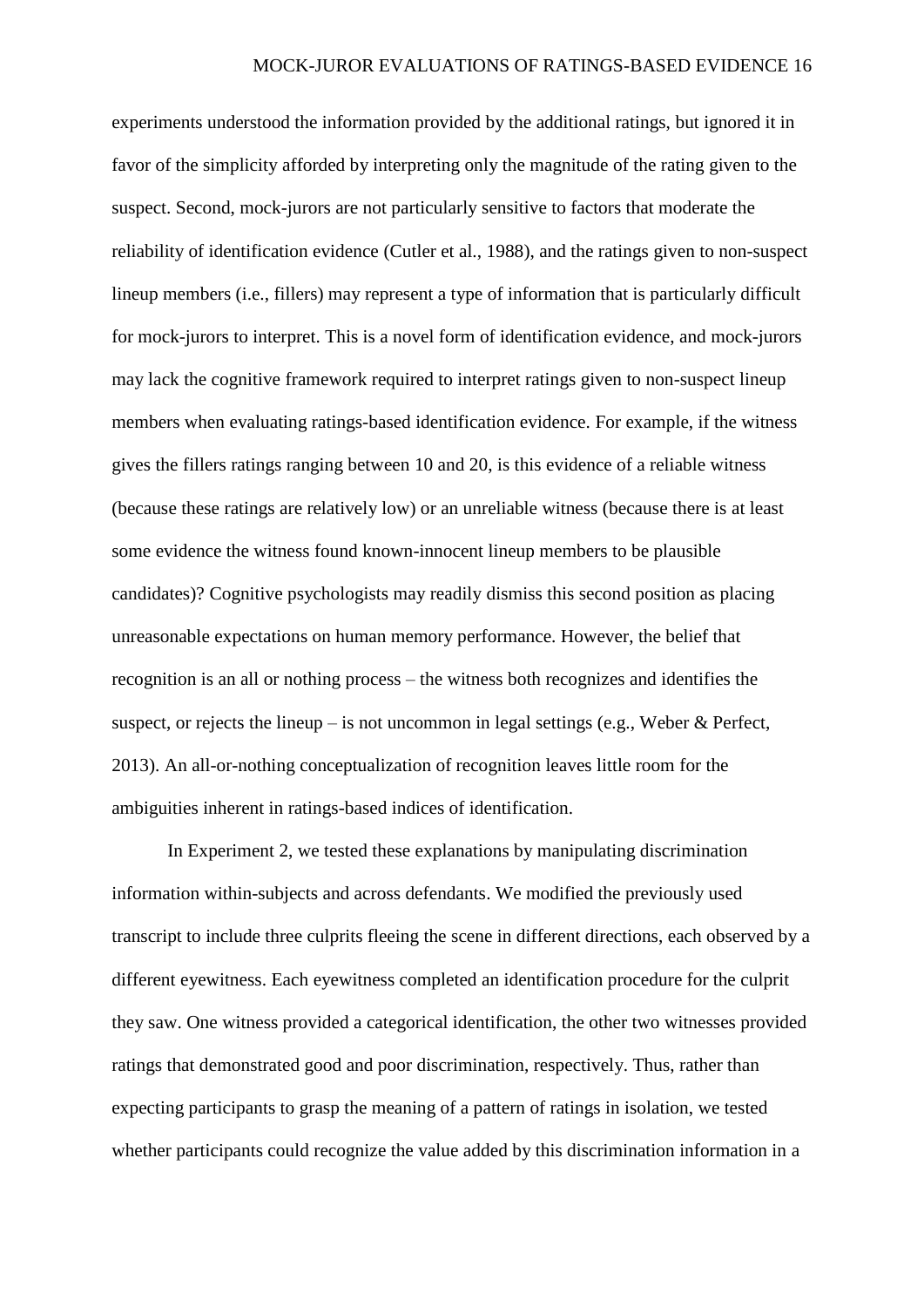experiments understood the information provided by the additional ratings, but ignored it in favor of the simplicity afforded by interpreting only the magnitude of the rating given to the suspect. Second, mock-jurors are not particularly sensitive to factors that moderate the reliability of identification evidence (Cutler et al., 1988), and the ratings given to non-suspect lineup members (i.e., fillers) may represent a type of information that is particularly difficult for mock-jurors to interpret. This is a novel form of identification evidence, and mock-jurors may lack the cognitive framework required to interpret ratings given to non-suspect lineup members when evaluating ratings-based identification evidence. For example, if the witness gives the fillers ratings ranging between 10 and 20, is this evidence of a reliable witness (because these ratings are relatively low) or an unreliable witness (because there is at least some evidence the witness found known-innocent lineup members to be plausible candidates)? Cognitive psychologists may readily dismiss this second position as placing unreasonable expectations on human memory performance. However, the belief that recognition is an all or nothing process – the witness both recognizes and identifies the suspect, or rejects the lineup – is not uncommon in legal settings (e.g., Weber & Perfect, 2013). An all-or-nothing conceptualization of recognition leaves little room for the ambiguities inherent in ratings-based indices of identification.

In Experiment 2, we tested these explanations by manipulating discrimination information within-subjects and across defendants. We modified the previously used transcript to include three culprits fleeing the scene in different directions, each observed by a different eyewitness. Each eyewitness completed an identification procedure for the culprit they saw. One witness provided a categorical identification, the other two witnesses provided ratings that demonstrated good and poor discrimination, respectively. Thus, rather than expecting participants to grasp the meaning of a pattern of ratings in isolation, we tested whether participants could recognize the value added by this discrimination information in a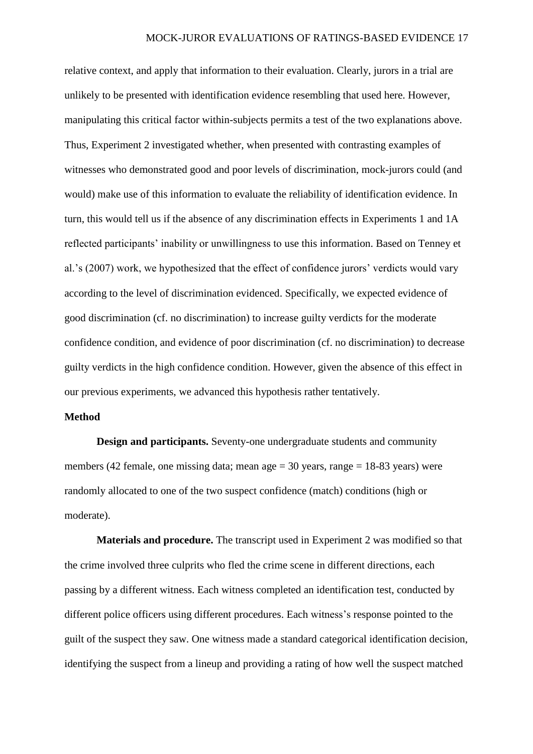relative context, and apply that information to their evaluation. Clearly, jurors in a trial are unlikely to be presented with identification evidence resembling that used here. However, manipulating this critical factor within-subjects permits a test of the two explanations above. Thus, Experiment 2 investigated whether, when presented with contrasting examples of witnesses who demonstrated good and poor levels of discrimination, mock-jurors could (and would) make use of this information to evaluate the reliability of identification evidence. In turn, this would tell us if the absence of any discrimination effects in Experiments 1 and 1A reflected participants' inability or unwillingness to use this information. Based on Tenney et al.'s (2007) work, we hypothesized that the effect of confidence jurors' verdicts would vary according to the level of discrimination evidenced. Specifically, we expected evidence of good discrimination (cf. no discrimination) to increase guilty verdicts for the moderate confidence condition, and evidence of poor discrimination (cf. no discrimination) to decrease guilty verdicts in the high confidence condition. However, given the absence of this effect in our previous experiments, we advanced this hypothesis rather tentatively.

## Method

**Design and participants.** Seventy-one undergraduate students and community members (42 female, one missing data; mean age = 30 years, range = 18-83 years) were randomly allocated to one of the two suspect confidence (match) conditions (high or moderate).

**Materials and procedure.** The transcript used in Experiment 2 was modified so that the crime involved three culprits who fled the crime scene in different directions, each passing by a different witness. Each witness completed an identification test, conducted by different police officers using different procedures. Each witness's response pointed to the guilt of the suspect they saw. One witness made a standard categorical identification decision, identifying the suspect from a lineup and providing a rating of how well the suspect matched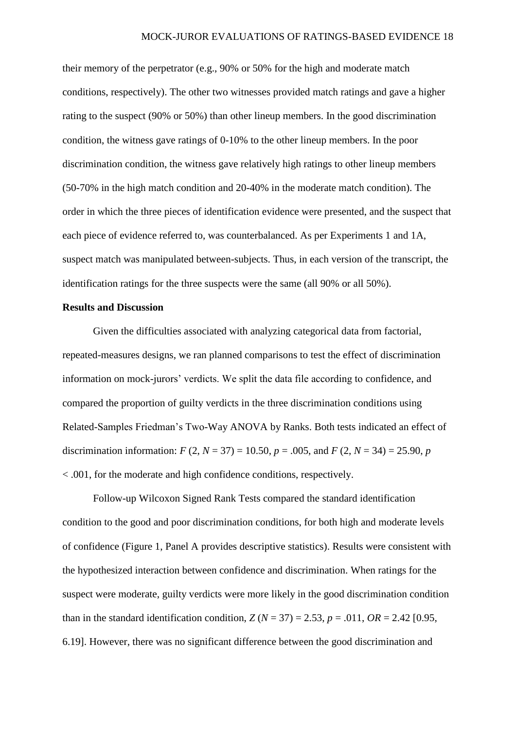their memory of the perpetrator (e.g., 90% or 50% for the high and moderate match conditions, respectively). The other two witnesses provided match ratings and gave a higher rating to the suspect (90% or 50%) than other lineup members. In the good discrimination condition, the witness gave ratings of 0-10% to the other lineup members. In the poor discrimination condition, the witness gave relatively high ratings to other lineup members (50-70% in the high match condition and 20-40% in the moderate match condition). The order in which the three pieces of identification evidence were presented, and the suspect that each piece of evidence referred to, was counterbalanced. As per Experiments 1 and 1A, suspect match was manipulated between-subjects. Thus, in each version of the transcript, the identification ratings for the three suspects were the same (all 90% or all 50%).

**Results and Discussion**

Given the difficulties associated with analyzing categorical data from factorial, repeated-measures designs, we ran planned comparisons to test the effect of discrimination information on mock-jurors' verdicts. We split the data file according to confidence, and compared the proportion of guilty verdicts in the three discrimination conditions using Related-Samples Friedman's Two-Way ANOVA by Ranks. Both tests indicated an effect of discrimination information: $F$ (2, $N$ = 37) = 10.50, $p$ = .005, and $F$ (2, $N$ = 34) = 25.90, $p$ < .001, for the moderate and high confidence conditions, respectively.

Follow-up Wilcoxon Signed Rank Tests compared the standard identification condition to the good and poor discrimination conditions, for both high and moderate levels of confidence (Figure 1, Panel A provides descriptive statistics). Results were consistent with the hypothesized interaction between confidence and discrimination. When ratings for the suspect were moderate, guilty verdicts were more likely in the good discrimination condition than in the standard identification condition, $Z$ ($N$ = 37) = 2.53, $p$ = .011, $OR$ = 2.42 [0.95, 6.19]. However, there was no significant difference between the good discrimination and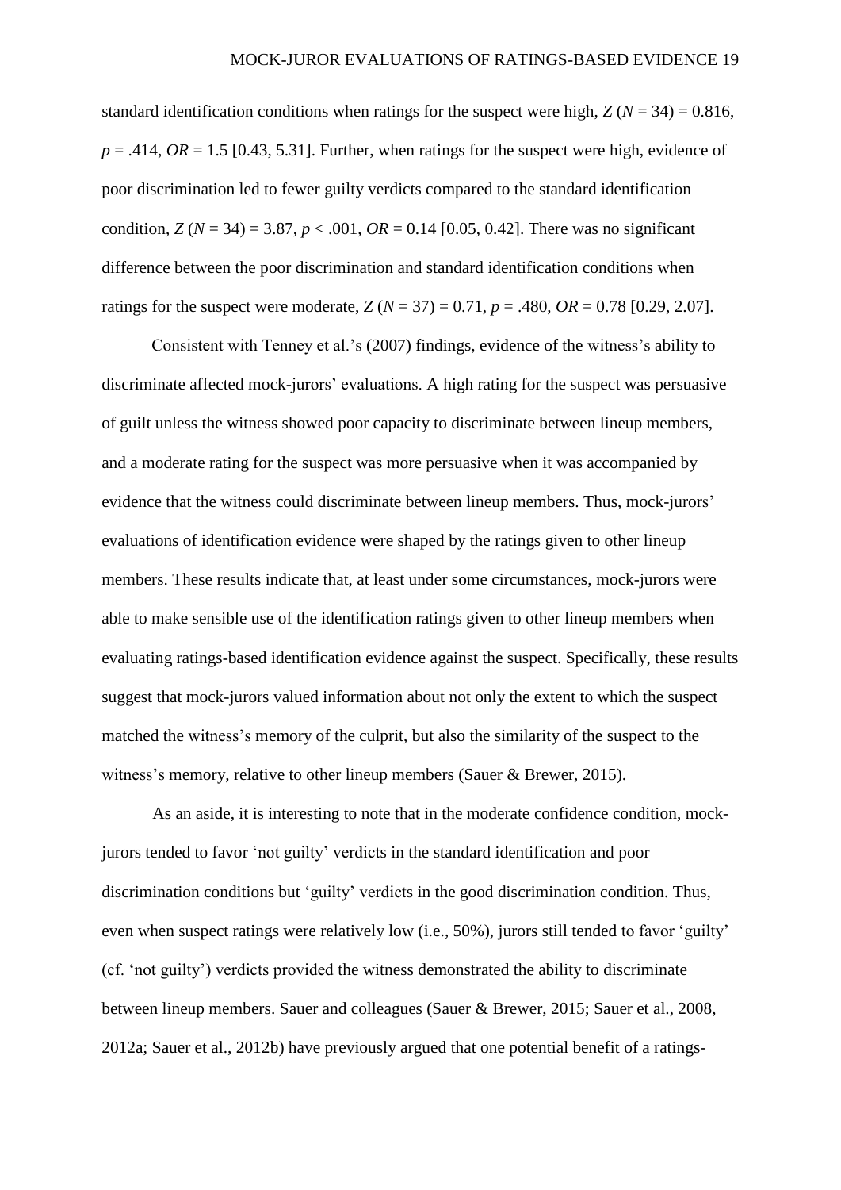standard identification conditions when ratings for the suspect were high, $Z$ ($N$ = 34) = 0.816, $p$ = .414, $OR$ = 1.5 [0.43, 5.31]. Further, when ratings for the suspect were high, evidence of poor discrimination led to fewer guilty verdicts compared to the standard identification condition, $Z$ ($N$ = 34) = 3.87, $p$ < .001, $OR$ = 0.14 [0.05, 0.42]. There was no significant difference between the poor discrimination and standard identification conditions when ratings for the suspect were moderate, $Z$ ($N$ = 37) = 0.71, $p$ = .480, $OR$ = 0.78 [0.29, 2.07].

Consistent with Tenney et al.'s (2007) findings, evidence of the witness's ability to discriminate affected mock-jurors' evaluations. A high rating for the suspect was persuasive of guilt unless the witness showed poor capacity to discriminate between lineup members, and a moderate rating for the suspect was more persuasive when it was accompanied by evidence that the witness could discriminate between lineup members. Thus, mock-jurors' evaluations of identification evidence were shaped by the ratings given to other lineup members. These results indicate that, at least under some circumstances, mock-jurors were able to make sensible use of the identification ratings given to other lineup members when evaluating ratings-based identification evidence against the suspect. Specifically, these results suggest that mock-jurors valued information about not only the extent to which the suspect matched the witness's memory of the culprit, but also the similarity of the suspect to the witness's memory, relative to other lineup members (Sauer & Brewer, 2015).

As an aside, it is interesting to note that in the moderate confidence condition, mock-jurors tended to favor 'not guilty' verdicts in the standard identification and poor discrimination conditions but 'guilty' verdicts in the good discrimination condition. Thus, even when suspect ratings were relatively low (i.e., 50%), jurors still tended to favor 'guilty' (cf. 'not guilty') verdicts provided the witness demonstrated the ability to discriminate between lineup members. Sauer and colleagues (Sauer & Brewer, 2015; Sauer et al., 2008, 2012a; Sauer et al., 2012b) have previously argued that one potential benefit of a ratings-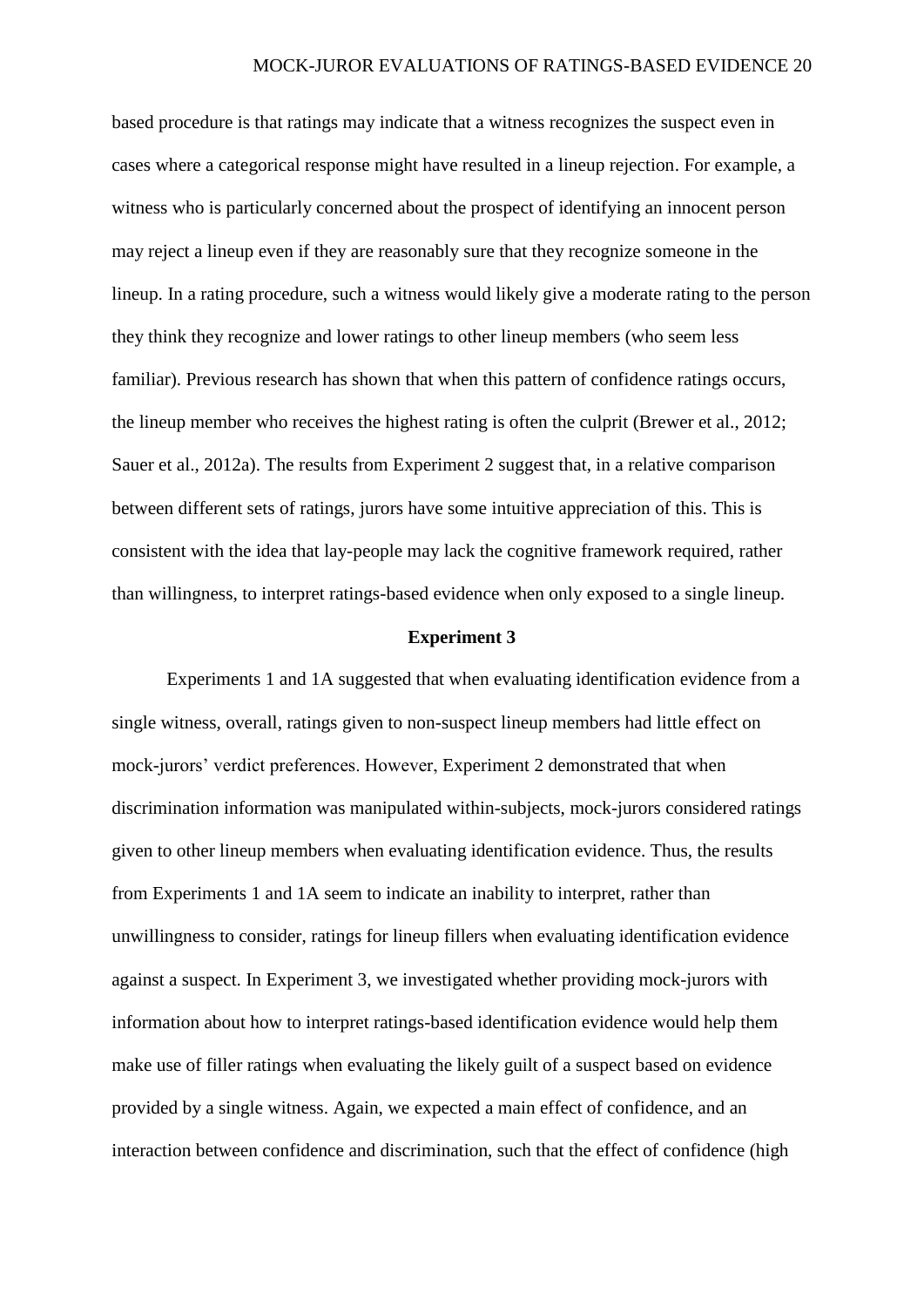based procedure is that ratings may indicate that a witness recognizes the suspect even in cases where a categorical response might have resulted in a lineup rejection. For example, a witness who is particularly concerned about the prospect of identifying an innocent person may reject a lineup even if they are reasonably sure that they recognize someone in the lineup. In a rating procedure, such a witness would likely give a moderate rating to the person they think they recognize and lower ratings to other lineup members (who seem less familiar). Previous research has shown that when this pattern of confidence ratings occurs, the lineup member who receives the highest rating is often the culprit (Brewer et al., 2012; Sauer et al., 2012a). The results from Experiment 2 suggest that, in a relative comparison between different sets of ratings, jurors have some intuitive appreciation of this. This is consistent with the idea that lay-people may lack the cognitive framework required, rather than willingness, to interpret ratings-based evidence when only exposed to a single lineup.

## Experiment 3

Experiments 1 and 1A suggested that when evaluating identification evidence from a single witness, overall, ratings given to non-suspect lineup members had little effect on mock-jurors' verdict preferences. However, Experiment 2 demonstrated that when discrimination information was manipulated within-subjects, mock-jurors considered ratings given to other lineup members when evaluating identification evidence. Thus, the results from Experiments 1 and 1A seem to indicate an inability to interpret, rather than unwillingness to consider, ratings for lineup fillers when evaluating identification evidence against a suspect. In Experiment 3, we investigated whether providing mock-jurors with information about how to interpret ratings-based identification evidence would help them make use of filler ratings when evaluating the likely guilt of a suspect based on evidence provided by a single witness. Again, we expected a main effect of confidence, and an interaction between confidence and discrimination, such that the effect of confidence (high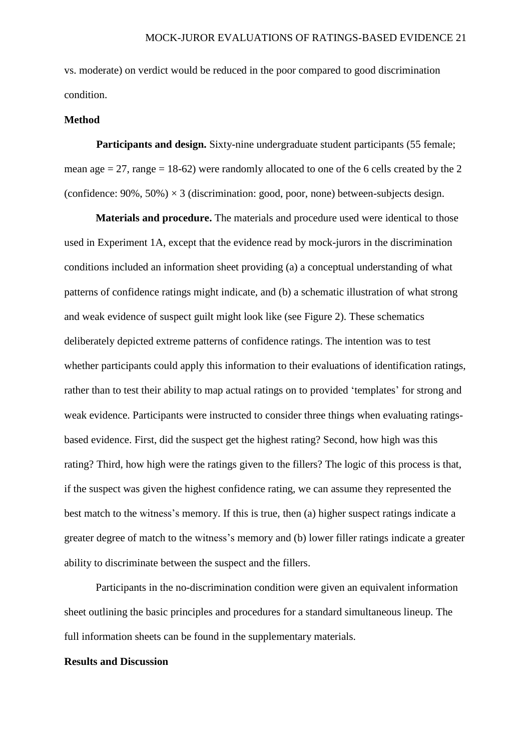vs. moderate) on verdict would be reduced in the poor compared to good discrimination condition.

## Method

**Participants and design.** Sixty-nine undergraduate student participants (55 female; mean age = 27, range = 18-62) were randomly allocated to one of the 6 cells created by the 2 (confidence: 90%, 50%) × 3 (discrimination: good, poor, none) between-subjects design.

**Materials and procedure.** The materials and procedure used were identical to those used in Experiment 1A, except that the evidence read by mock-jurors in the discrimination conditions included an information sheet providing (a) a conceptual understanding of what patterns of confidence ratings might indicate, and (b) a schematic illustration of what strong and weak evidence of suspect guilt might look like (see Figure 2). These schematics deliberately depicted extreme patterns of confidence ratings. The intention was to test whether participants could apply this information to their evaluations of identification ratings, rather than to test their ability to map actual ratings on to provided 'templates' for strong and weak evidence. Participants were instructed to consider three things when evaluating ratings-based evidence. First, did the suspect get the highest rating? Second, how high was this rating? Third, how high were the ratings given to the fillers? The logic of this process is that, if the suspect was given the highest confidence rating, we can assume they represented the best match to the witness's memory. If this is true, then (a) higher suspect ratings indicate a greater degree of match to the witness's memory and (b) lower filler ratings indicate a greater ability to discriminate between the suspect and the fillers.

Participants in the no-discrimination condition were given an equivalent information sheet outlining the basic principles and procedures for a standard simultaneous lineup. The full information sheets can be found in the supplementary materials.

## Results and Discussion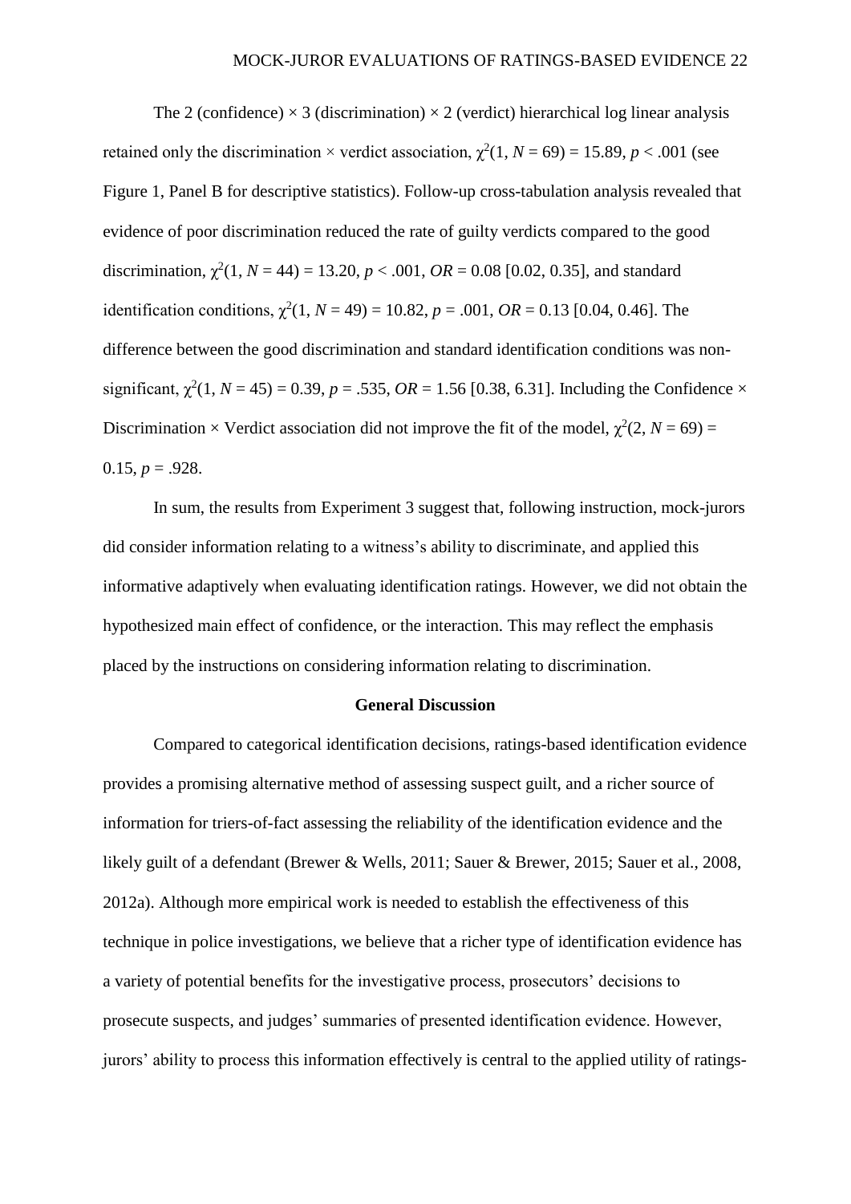The 2 (confidence) × 3 (discrimination) × 2 (verdict) hierarchical log linear analysis retained only the discrimination × verdict association, $\chi^2(1, N = 69) = 15.89$, $p < .001$ (see Figure 1, Panel B for descriptive statistics). Follow-up cross-tabulation analysis revealed that evidence of poor discrimination reduced the rate of guilty verdicts compared to the good discrimination, $\chi^2(1, N = 44) = 13.20$, $p < .001$, $OR = 0.08$ [0.02, 0.35], and standard identification conditions, $\chi^2(1, N = 49) = 10.82$, $p = .001$, $OR = 0.13$ [0.04, 0.46]. The difference between the good discrimination and standard identification conditions was non-significant, $\chi^2(1, N = 45) = 0.39$, $p = .535$, $OR = 1.56$ [0.38, 6.31]. Including the Confidence × Discrimination × Verdict association did not improve the fit of the model, $\chi^2(2, N = 69) = 0.15$, $p = .928$.

In sum, the results from Experiment 3 suggest that, following instruction, mock-jurors did consider information relating to a witness's ability to discriminate, and applied this informative adaptively when evaluating identification ratings. However, we did not obtain the hypothesized main effect of confidence, or the interaction. This may reflect the emphasis placed by the instructions on considering information relating to discrimination.

## General Discussion

Compared to categorical identification decisions, ratings-based identification evidence provides a promising alternative method of assessing suspect guilt, and a richer source of information for triers-of-fact assessing the reliability of the identification evidence and the likely guilt of a defendant (Brewer & Wells, 2011; Sauer & Brewer, 2015; Sauer et al., 2008, 2012a). Although more empirical work is needed to establish the effectiveness of this technique in police investigations, we believe that a richer type of identification evidence has a variety of potential benefits for the investigative process, prosecutors' decisions to prosecute suspects, and judges' summaries of presented identification evidence. However, jurors' ability to process this information effectively is central to the applied utility of ratings-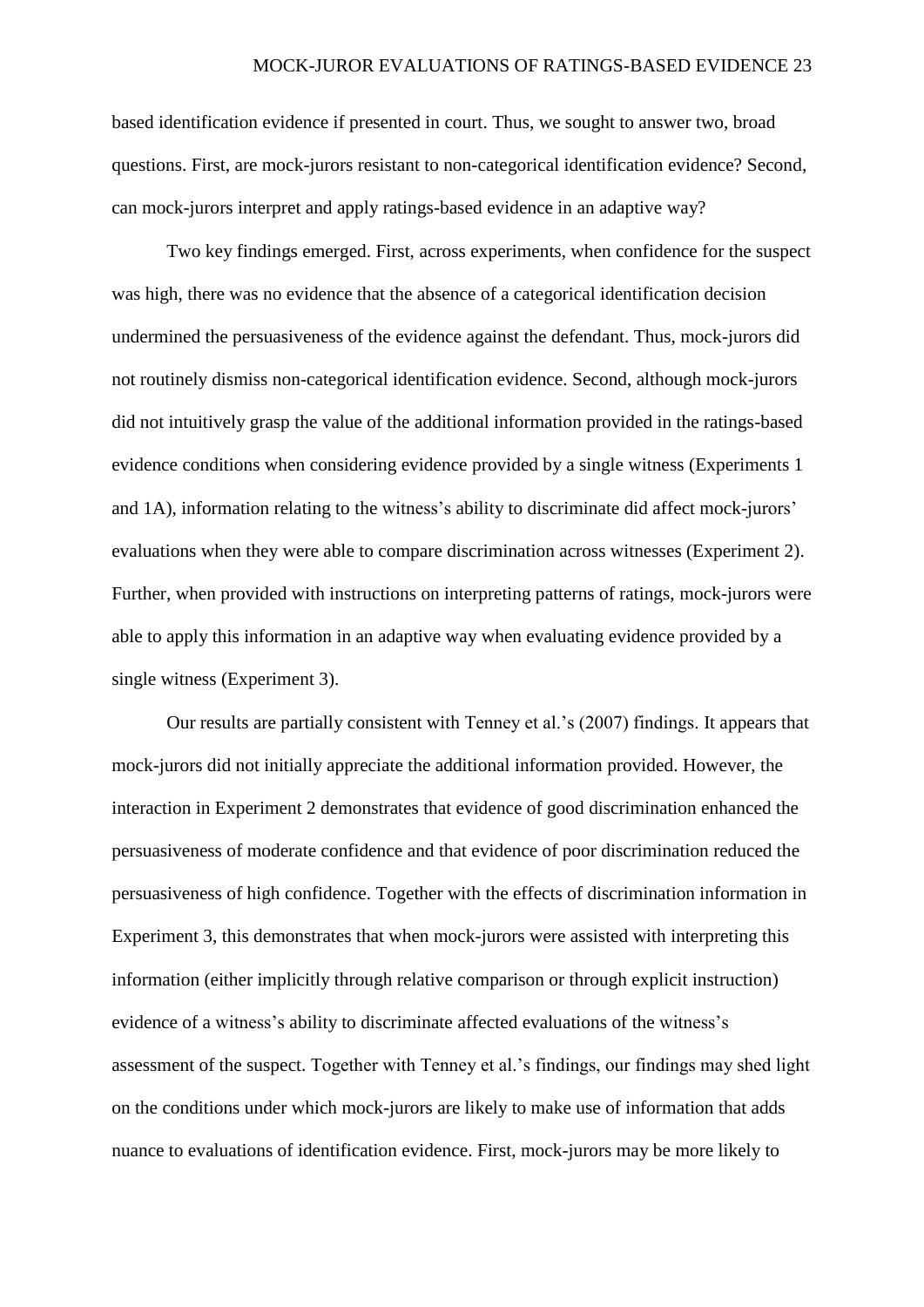based identification evidence if presented in court. Thus, we sought to answer two, broad questions. First, are mock-jurors resistant to non-categorical identification evidence? Second, can mock-jurors interpret and apply ratings-based evidence in an adaptive way?

Two key findings emerged. First, across experiments, when confidence for the suspect was high, there was no evidence that the absence of a categorical identification decision undermined the persuasiveness of the evidence against the defendant. Thus, mock-jurors did not routinely dismiss non-categorical identification evidence. Second, although mock-jurors did not intuitively grasp the value of the additional information provided in the ratings-based evidence conditions when considering evidence provided by a single witness (Experiments 1 and 1A), information relating to the witness's ability to discriminate did affect mock-jurors' evaluations when they were able to compare discrimination across witnesses (Experiment 2). Further, when provided with instructions on interpreting patterns of ratings, mock-jurors were able to apply this information in an adaptive way when evaluating evidence provided by a single witness (Experiment 3).

Our results are partially consistent with Tenney et al.'s (2007) findings. It appears that mock-jurors did not initially appreciate the additional information provided. However, the interaction in Experiment 2 demonstrates that evidence of good discrimination enhanced the persuasiveness of moderate confidence and that evidence of poor discrimination reduced the persuasiveness of high confidence. Together with the effects of discrimination information in Experiment 3, this demonstrates that when mock-jurors were assisted with interpreting this information (either implicitly through relative comparison or through explicit instruction) evidence of a witness's ability to discriminate affected evaluations of the witness's assessment of the suspect. Together with Tenney et al.'s findings, our findings may shed light on the conditions under which mock-jurors are likely to make use of information that adds nuance to evaluations of identification evidence. First, mock-jurors may be more likely to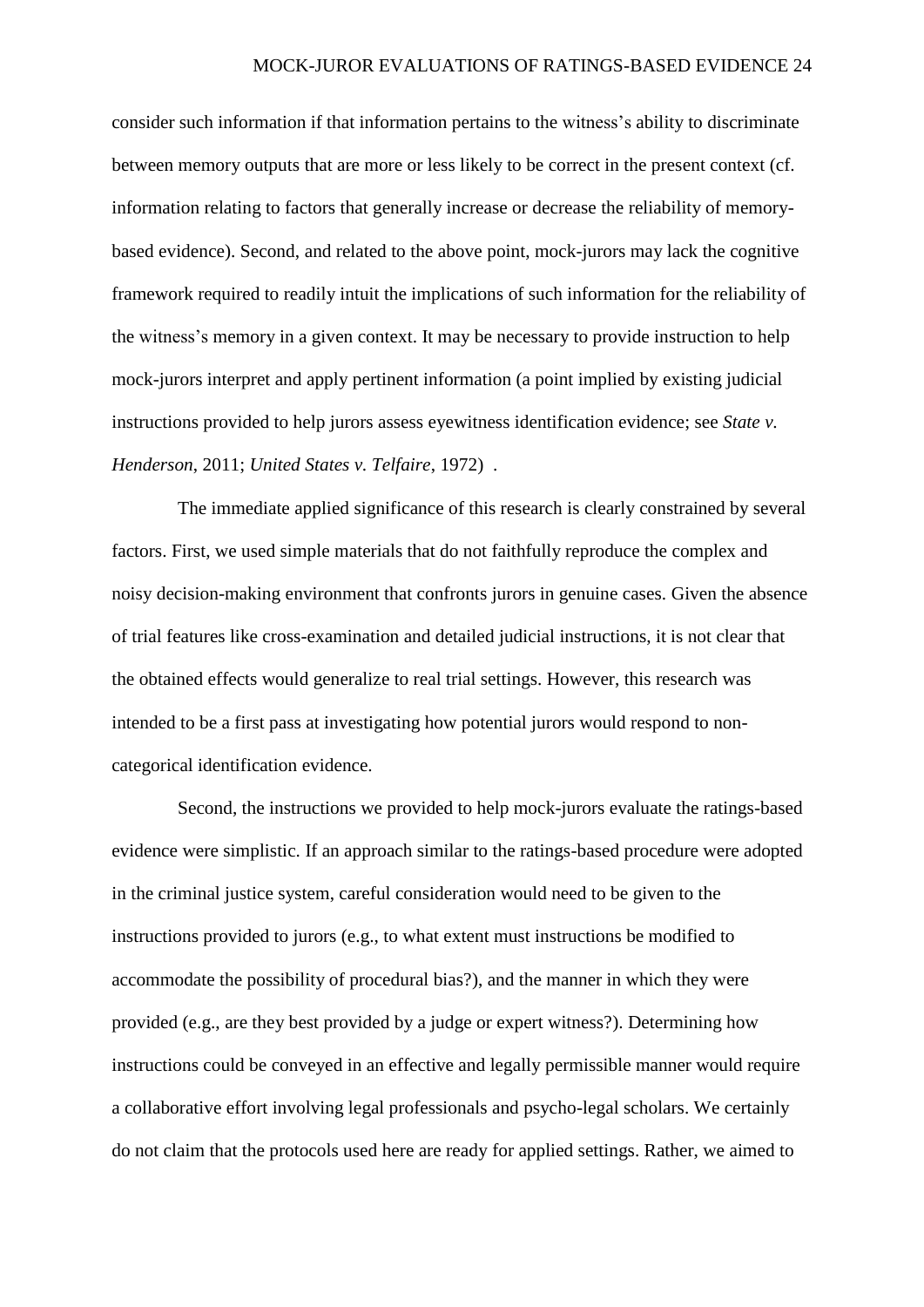consider such information if that information pertains to the witness's ability to discriminate between memory outputs that are more or less likely to be correct in the present context (cf. information relating to factors that generally increase or decrease the reliability of memory-based evidence). Second, and related to the above point, mock-jurors may lack the cognitive framework required to readily intuit the implications of such information for the reliability of the witness's memory in a given context. It may be necessary to provide instruction to help mock-jurors interpret and apply pertinent information (a point implied by existing judicial instructions provided to help jurors assess eyewitness identification evidence; see *State v. Henderson*, 2011; *United States v. Telfaire*, 1972) .

The immediate applied significance of this research is clearly constrained by several factors. First, we used simple materials that do not faithfully reproduce the complex and noisy decision-making environment that confronts jurors in genuine cases. Given the absence of trial features like cross-examination and detailed judicial instructions, it is not clear that the obtained effects would generalize to real trial settings. However, this research was intended to be a first pass at investigating how potential jurors would respond to non-categorical identification evidence.

Second, the instructions we provided to help mock-jurors evaluate the ratings-based evidence were simplistic. If an approach similar to the ratings-based procedure were adopted in the criminal justice system, careful consideration would need to be given to the instructions provided to jurors (e.g., to what extent must instructions be modified to accommodate the possibility of procedural bias?), and the manner in which they were provided (e.g., are they best provided by a judge or expert witness?). Determining how instructions could be conveyed in an effective and legally permissible manner would require a collaborative effort involving legal professionals and psycho-legal scholars. We certainly do not claim that the protocols used here are ready for applied settings. Rather, we aimed to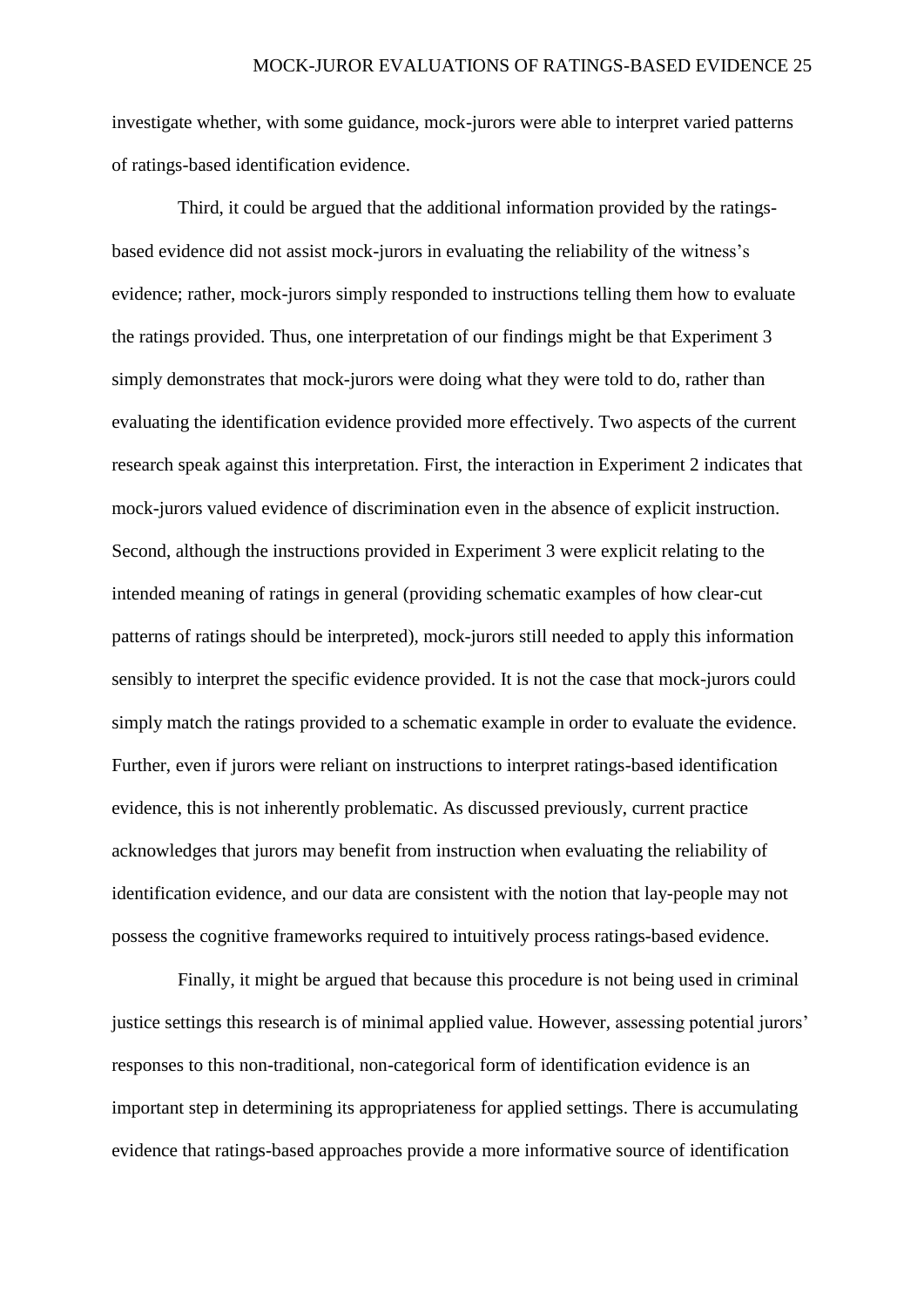investigate whether, with some guidance, mock-jurors were able to interpret varied patterns of ratings-based identification evidence.

Third, it could be argued that the additional information provided by the ratings-based evidence did not assist mock-jurors in evaluating the reliability of the witness's evidence; rather, mock-jurors simply responded to instructions telling them how to evaluate the ratings provided. Thus, one interpretation of our findings might be that Experiment 3 simply demonstrates that mock-jurors were doing what they were told to do, rather than evaluating the identification evidence provided more effectively. Two aspects of the current research speak against this interpretation. First, the interaction in Experiment 2 indicates that mock-jurors valued evidence of discrimination even in the absence of explicit instruction. Second, although the instructions provided in Experiment 3 were explicit relating to the intended meaning of ratings in general (providing schematic examples of how clear-cut patterns of ratings should be interpreted), mock-jurors still needed to apply this information sensibly to interpret the specific evidence provided. It is not the case that mock-jurors could simply match the ratings provided to a schematic example in order to evaluate the evidence. Further, even if jurors were reliant on instructions to interpret ratings-based identification evidence, this is not inherently problematic. As discussed previously, current practice acknowledges that jurors may benefit from instruction when evaluating the reliability of identification evidence, and our data are consistent with the notion that lay-people may not possess the cognitive frameworks required to intuitively process ratings-based evidence.

Finally, it might be argued that because this procedure is not being used in criminal justice settings this research is of minimal applied value. However, assessing potential jurors' responses to this non-traditional, non-categorical form of identification evidence is an important step in determining its appropriateness for applied settings. There is accumulating evidence that ratings-based approaches provide a more informative source of identification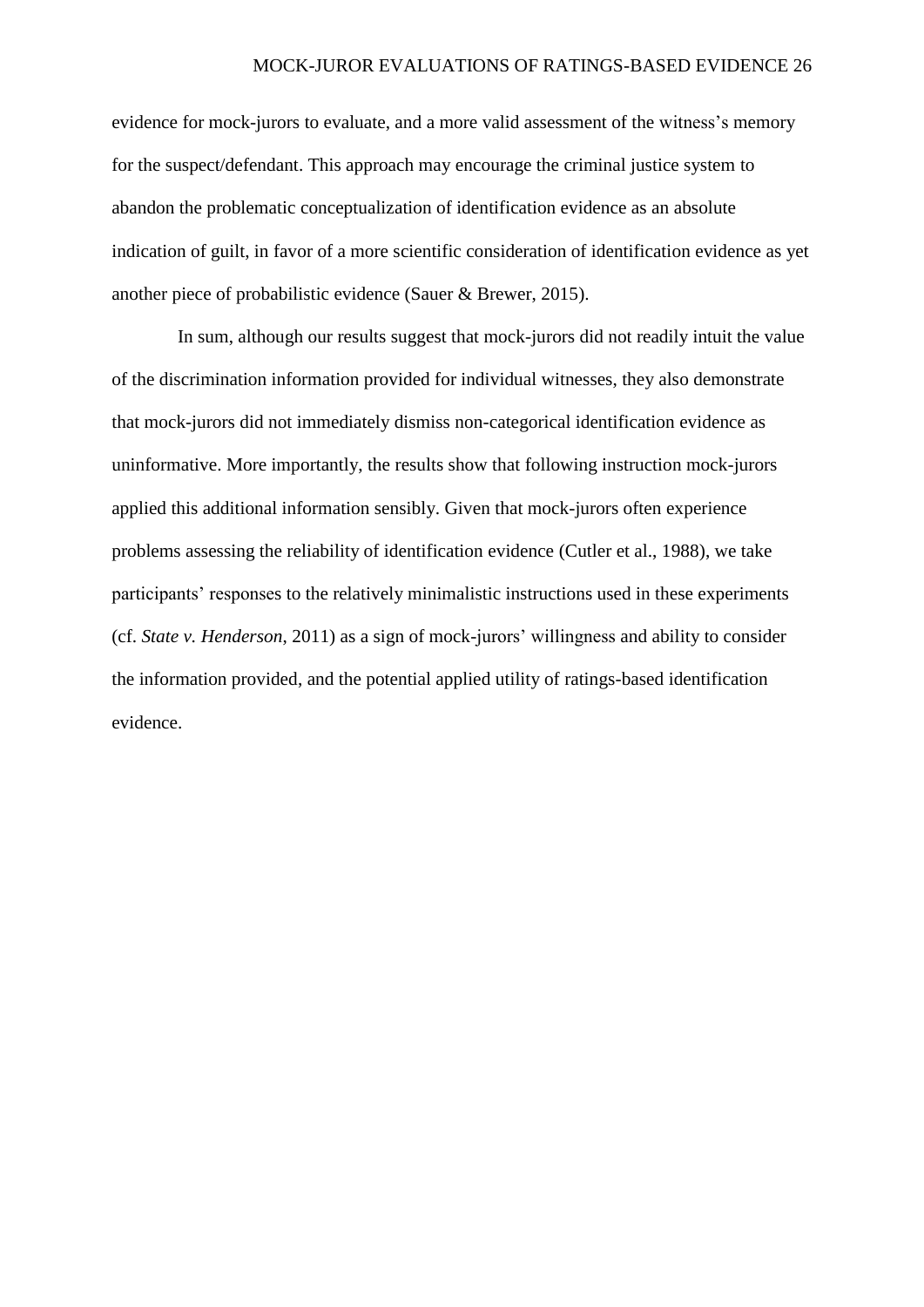evidence for mock-jurors to evaluate, and a more valid assessment of the witness's memory for the suspect/defendant. This approach may encourage the criminal justice system to abandon the problematic conceptualization of identification evidence as an absolute indication of guilt, in favor of a more scientific consideration of identification evidence as yet another piece of probabilistic evidence (Sauer & Brewer, 2015).

In sum, although our results suggest that mock-jurors did not readily intuit the value of the discrimination information provided for individual witnesses, they also demonstrate that mock-jurors did not immediately dismiss non-categorical identification evidence as uninformative. More importantly, the results show that following instruction mock-jurors applied this additional information sensibly. Given that mock-jurors often experience problems assessing the reliability of identification evidence (Cutler et al., 1988), we take participants' responses to the relatively minimalistic instructions used in these experiments (cf. *State v. Henderson*, 2011) as a sign of mock-jurors' willingness and ability to consider the information provided, and the potential applied utility of ratings-based identification evidence.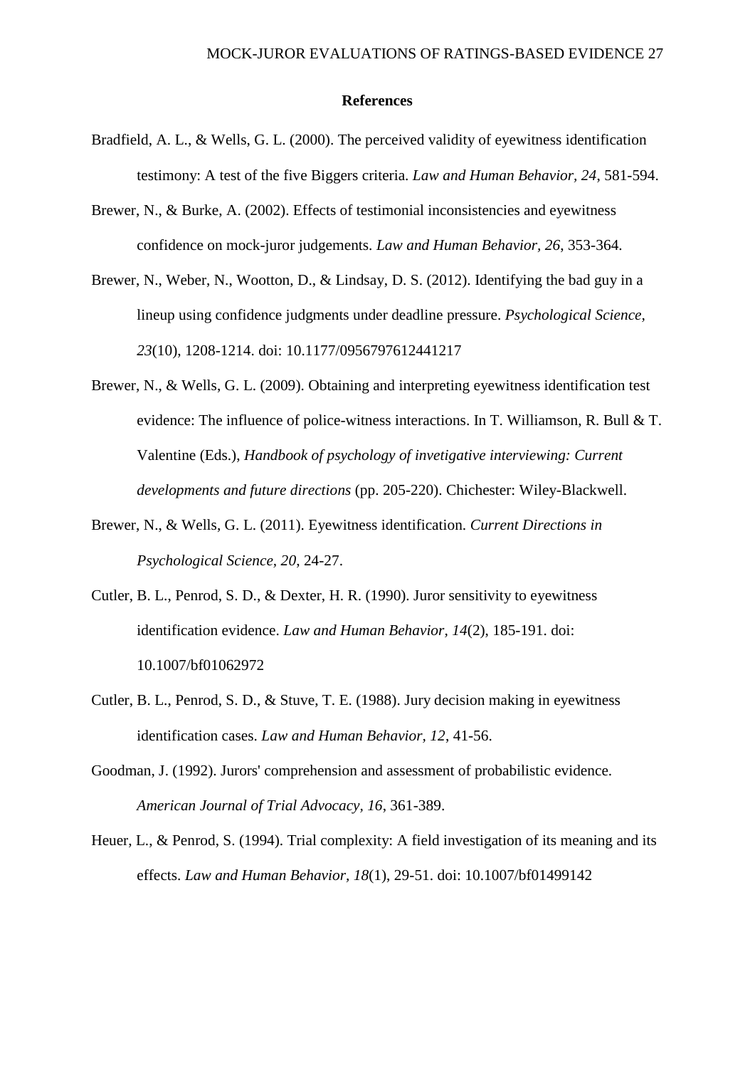# References

Bradfield, A. L., & Wells, G. L. (2000). The perceived validity of eyewitness identification testimony: A test of the five Biggers criteria. *Law and Human Behavior, 24*, 581-594.

Brewer, N., & Burke, A. (2002). Effects of testimonial inconsistencies and eyewitness confidence on mock-juror judgements. *Law and Human Behavior, 26*, 353-364.

Brewer, N., Weber, N., Wootton, D., & Lindsay, D. S. (2012). Identifying the bad guy in a lineup using confidence judgments under deadline pressure. *Psychological Science, 23*(10), 1208-1214. doi: 10.1177/0956797612441217

Brewer, N., & Wells, G. L. (2009). Obtaining and interpreting eyewitness identification test evidence: The influence of police-witness interactions. In T. Williamson, R. Bull & T. Valentine (Eds.), *Handbook of psychology of invetigative interviewing: Current developments and future directions* (pp. 205-220). Chichester: Wiley-Blackwell.

Brewer, N., & Wells, G. L. (2011). Eyewitness identification. *Current Directions in Psychological Science, 20*, 24-27.

Cutler, B. L., Penrod, S. D., & Dexter, H. R. (1990). Juror sensitivity to eyewitness identification evidence. *Law and Human Behavior, 14*(2), 185-191. doi: 10.1007/bf01062972

Cutler, B. L., Penrod, S. D., & Stuve, T. E. (1988). Jury decision making in eyewitness identification cases. *Law and Human Behavior, 12*, 41-56.

Goodman, J. (1992). Jurors' comprehension and assessment of probabilistic evidence. *American Journal of Trial Advocacy, 16*, 361-389.

Heuer, L., & Penrod, S. (1994). Trial complexity: A field investigation of its meaning and its effects. *Law and Human Behavior, 18*(1), 29-51. doi: 10.1007/bf01499142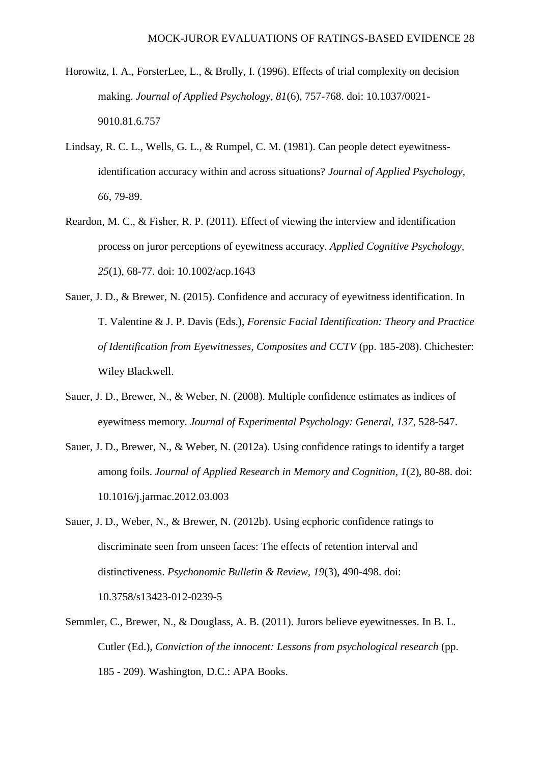Horowitz, I. A., ForsterLee, L., & Brolly, I. (1996). Effects of trial complexity on decision making. *Journal of Applied Psychology, 81*(6), 757-768. doi: 10.1037/0021-9010.81.6.757

Lindsay, R. C. L., Wells, G. L., & Rumpel, C. M. (1981). Can people detect eyewitness-identification accuracy within and across situations? *Journal of Applied Psychology, 66*, 79-89.

Reardon, M. C., & Fisher, R. P. (2011). Effect of viewing the interview and identification process on juror perceptions of eyewitness accuracy. *Applied Cognitive Psychology, 25*(1), 68-77. doi: 10.1002/acp.1643

Sauer, J. D., & Brewer, N. (2015). Confidence and accuracy of eyewitness identification. In T. Valentine & J. P. Davis (Eds.), *Forensic Facial Identification: Theory and Practice of Identification from Eyewitnesses, Composites and CCTV* (pp. 185-208). Chichester: Wiley Blackwell.

Sauer, J. D., Brewer, N., & Weber, N. (2008). Multiple confidence estimates as indices of eyewitness memory. *Journal of Experimental Psychology: General, 137*, 528-547.

Sauer, J. D., Brewer, N., & Weber, N. (2012a). Using confidence ratings to identify a target among foils. *Journal of Applied Research in Memory and Cognition, 1*(2), 80-88. doi: 10.1016/j.jarmac.2012.03.003

Sauer, J. D., Weber, N., & Brewer, N. (2012b). Using ecphoric confidence ratings to discriminate seen from unseen faces: The effects of retention interval and distinctiveness. *Psychonomic Bulletin & Review, 19*(3), 490-498. doi: 10.3758/s13423-012-0239-5

Semmler, C., Brewer, N., & Douglass, A. B. (2011). Jurors believe eyewitnesses. In B. L. Cutler (Ed.), *Conviction of the innocent: Lessons from psychological research* (pp. 185 - 209). Washington, D.C.: APA Books.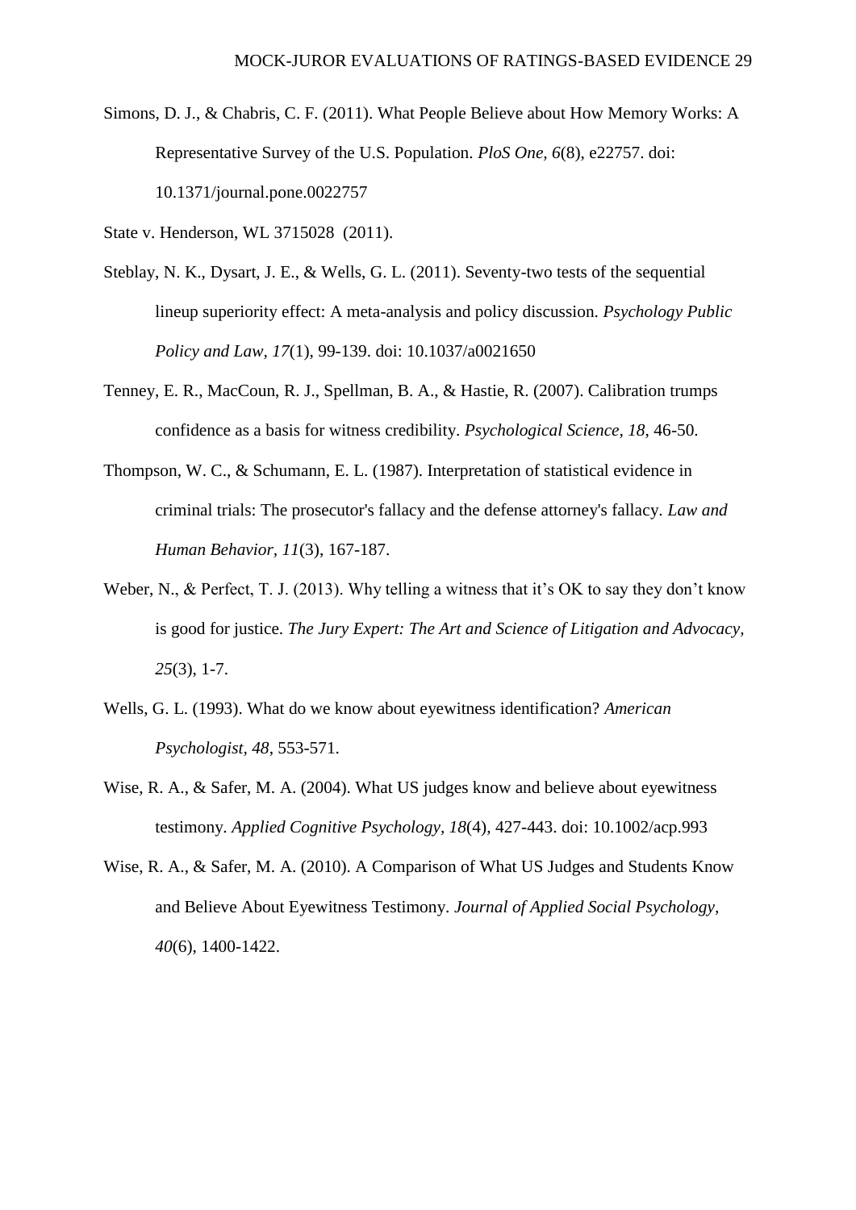Simons, D. J., & Chabris, C. F. (2011). What People Believe about How Memory Works: A Representative Survey of the U.S. Population. *PloS One, 6*(8), e22757. doi: 10.1371/journal.pone.0022757

State v. Henderson, WL 3715028 (2011).

Steblay, N. K., Dysart, J. E., & Wells, G. L. (2011). Seventy-two tests of the sequential lineup superiority effect: A meta-analysis and policy discussion. *Psychology Public Policy and Law, 17*(1), 99-139. doi: 10.1037/a0021650

Tenney, E. R., MacCoun, R. J., Spellman, B. A., & Hastie, R. (2007). Calibration trumps confidence as a basis for witness credibility. *Psychological Science, 18*, 46-50.

Thompson, W. C., & Schumann, E. L. (1987). Interpretation of statistical evidence in criminal trials: The prosecutor's fallacy and the defense attorney's fallacy. *Law and Human Behavior, 11*(3), 167-187.

Weber, N., & Perfect, T. J. (2013). Why telling a witness that it's OK to say they don't know is good for justice. *The Jury Expert: The Art and Science of Litigation and Advocacy, 25*(3), 1-7.

Wells, G. L. (1993). What do we know about eyewitness identification? *American Psychologist, 48*, 553-571.

Wise, R. A., & Safer, M. A. (2004). What US judges know and believe about eyewitness testimony. *Applied Cognitive Psychology, 18*(4), 427-443. doi: 10.1002/acp.993

Wise, R. A., & Safer, M. A. (2010). A Comparison of What US Judges and Students Know and Believe About Eyewitness Testimony. *Journal of Applied Social Psychology, 40*(6), 1400-1422.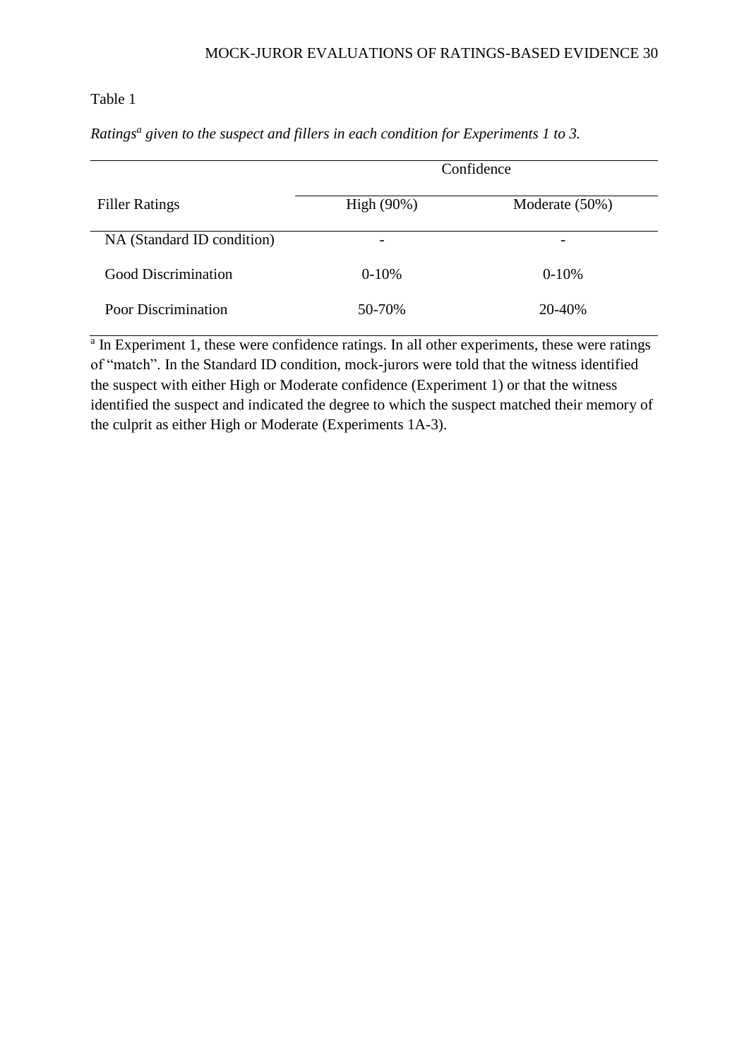Table 1

*Ratings[a] given to the suspect and fillers in each condition for Experiments 1 to 3.*

| | Confidence | |
|---|---|---|
| Filler Ratings | High (90%) | Moderate (50%) |
| NA (Standard ID condition) | - | - |
| Good Discrimination | 0-10% | 0-10% |
| Poor Discrimination | 50-70% | 20-40% |

[a] In Experiment 1, these were confidence ratings. In all other experiments, these were ratings of "match". In the Standard ID condition, mock-jurors were told that the witness identified the suspect with either High or Moderate confidence (Experiment 1) or that the witness identified the suspect and indicated the degree to which the suspect matched their memory of the culprit as either High or Moderate (Experiments 1A-3).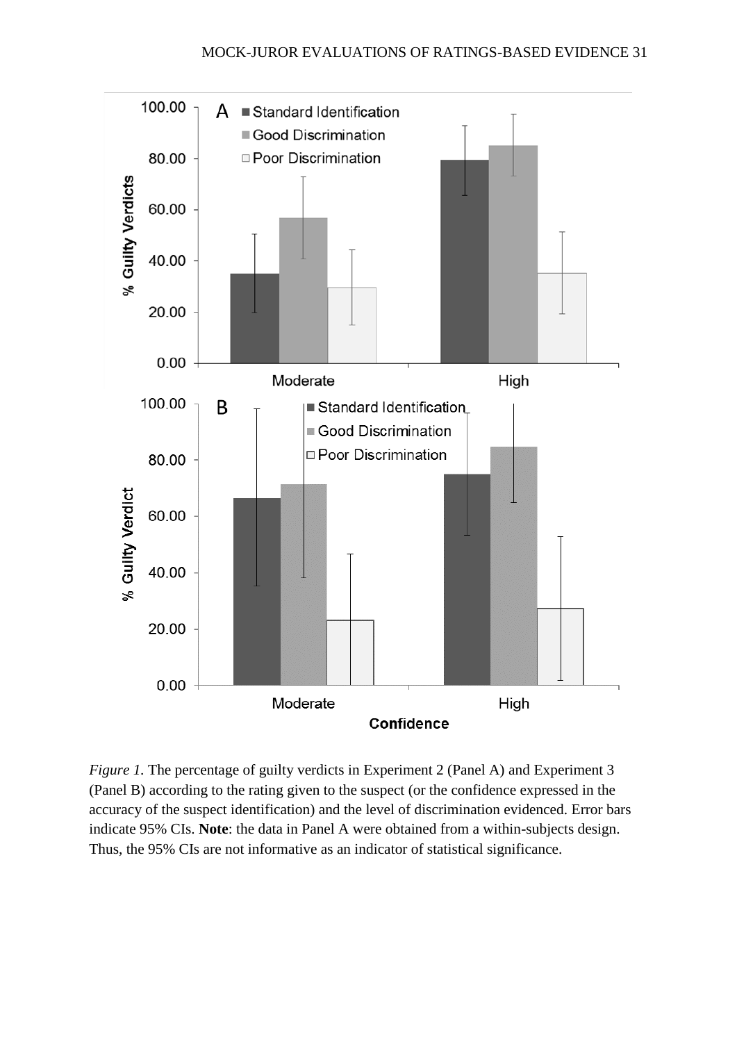*Figure 1.* The percentage of guilty verdicts in Experiment 2 (Panel A) and Experiment 3 (Panel B) according to the rating given to the suspect (or the confidence expressed in the accuracy of the suspect identification) and the level of discrimination evidenced. Error bars indicate 95% CIs. **Note**: the data in Panel A were obtained from a within-subjects design. Thus, the 95% CIs are not informative as an indicator of statistical significance.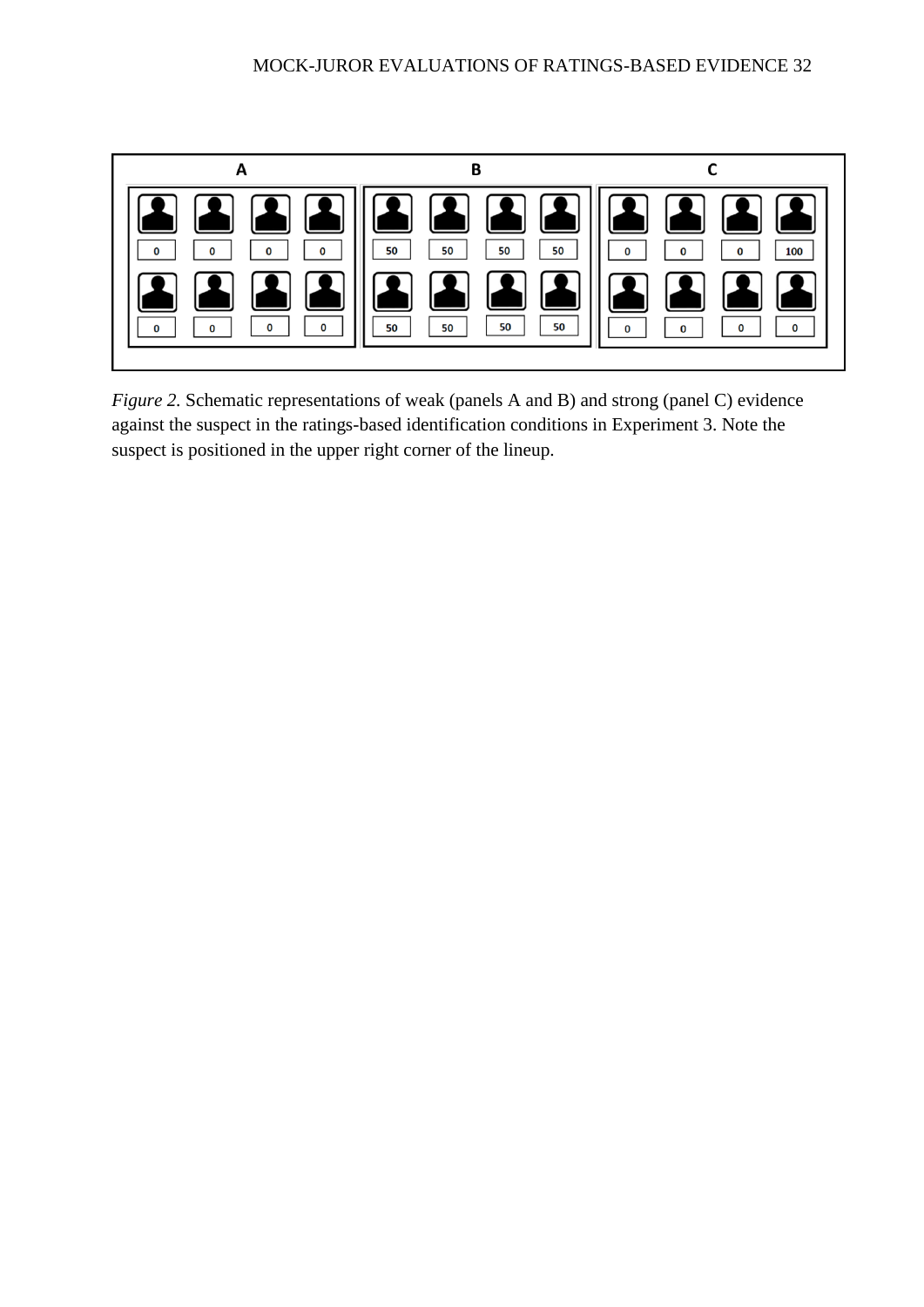A

0 0 0 0

0 0 0 0

B

50 50 50 50

50 50 50 50

C

0 0 0 100

0 0 0 0

*Figure 2.* Schematic representations of weak (panels A and B) and strong (panel C) evidence against the suspect in the ratings-based identification conditions in Experiment 3. Note the suspect is positioned in the upper right corner of the lineup.